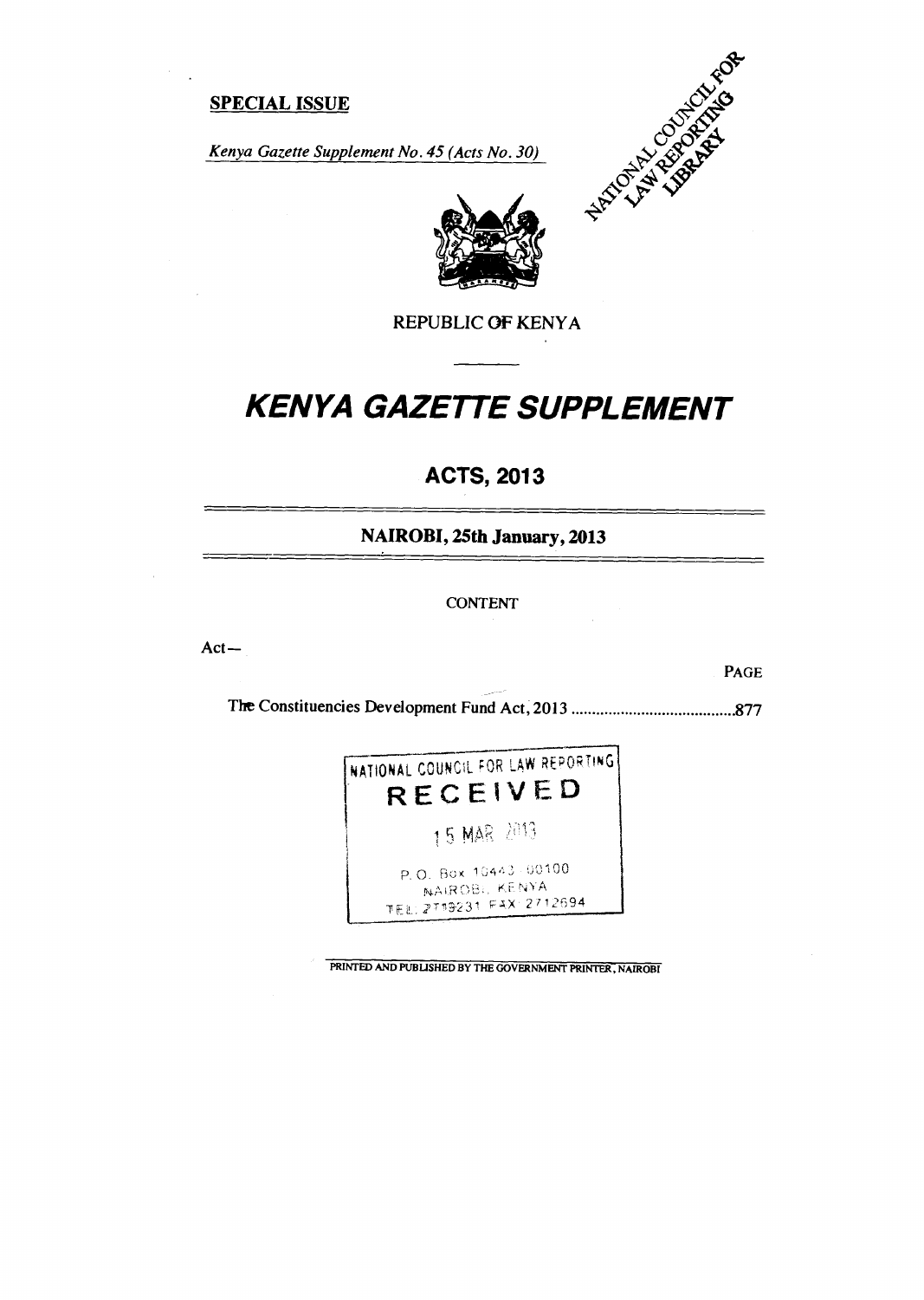**SPECIAL ISSUE**

*Kenya Gazette Supplement No. 45 (Acts No. 30)*

NATIONAL COUNCIL FOR LAW REPORTING LIBRARY

REPUBLIC OF KENYA

# *KENYA GAZETTE SUPPLEMENT*

## ACTS, 2013

### NAIROBI, 25th January, 2013

CONTENT

Act—

PAGE

The Constituencies Development Fund Act, 2013 .......................................877

NATIONAL COUNCIL FOR LAW REPORTING
RECEIVED
15 MAR 2013
P. O. Box 10443 00100
NAIROBI, KENYA
TEL. 2719231 FAX 2712694

PRINTED AND PUBLISHED BY THE GOVERNMENT PRINTER, NAIROBI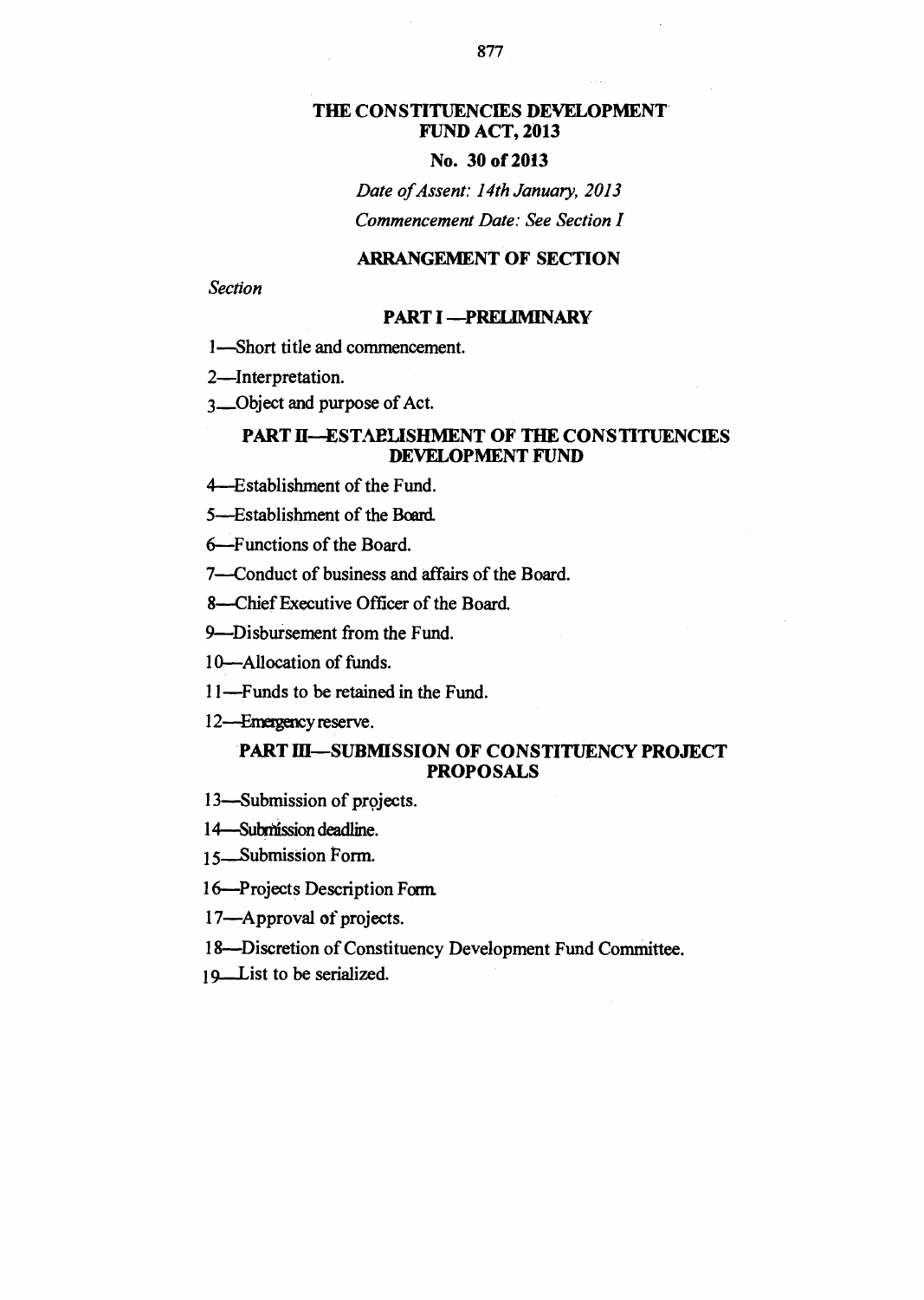# THE CONSTITUENCIES DEVELOPMENT FUND ACT, 2013

**No. 30 of 2013**

*Date of Assent: 14th January, 2013*

*Commencement Date: See Section I*

## ARRANGEMENT OF SECTION

*Section*

### PART I —PRELIMINARY

1—Short title and commencement.

2—Interpretation.

3—Object and purpose of Act.

### PART II—ESTAPLISHMENT OF THE CONSTITUENCIES DEVELOPMENT FUND

4—Establishment of the Fund.

5—Establishment of the Board.

6—Functions of the Board.

7—Conduct of business and affairs of the Board.

8—Chief Executive Officer of the Board.

9—Disbursement from the Fund.

10—Allocation of funds.

11—Funds to be retained in the Fund.

12—Emergency reserve.

### PART III—SUBMISSION OF CONSTITUENCY PROJECT PROPOSALS

13—Submission of projects.

14—Submission deadline.

15—Submission Form.

16—Projects Description Form.

17—Approval of projects.

18—Discretion of Constituency Development Fund Committee.

19—List to be serialized.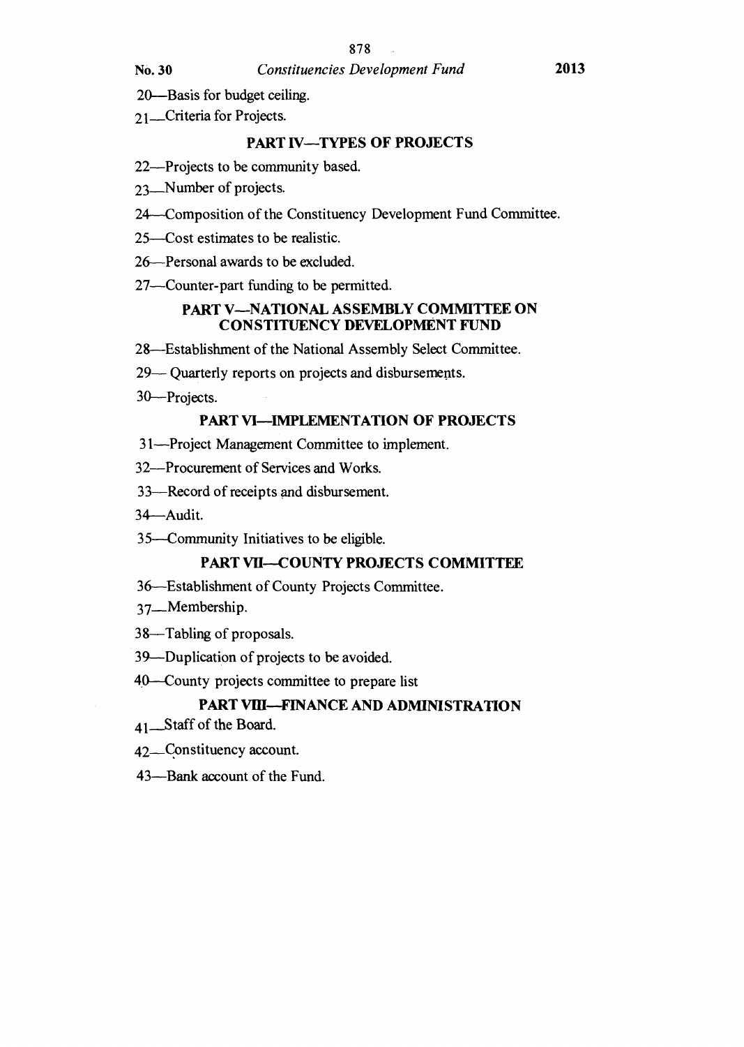20—Basis for budget ceiling.

21—Criteria for Projects.

## PART IV—TYPES OF PROJECTS

22—Projects to be community based.

23—Number of projects.

24—Composition of the Constituency Development Fund Committee.

25—Cost estimates to be realistic.

26—Personal awards to be excluded.

27—Counter-part funding to be permitted.

## PART V—NATIONAL ASSEMBLY COMMITTEE ON CONSTITUENCY DEVELOPMENT FUND

28—Establishment of the National Assembly Select Committee.

29— Quarterly reports on projects and disbursements.

30—Projects.

## PART VI—IMPLEMENTATION OF PROJECTS

31—Project Management Committee to implement.

32—Procurement of Services and Works.

33—Record of receipts and disbursement.

34—Audit.

35—Community Initiatives to be eligible.

## PART VII—COUNTY PROJECTS COMMITTEE

36—Establishment of County Projects Committee.

37—Membership.

38—Tabling of proposals.

39—Duplication of projects to be avoided.

40—County projects committee to prepare list

## PART VIII—FINANCE AND ADMINISTRATION

41—Staff of the Board.

42—Constituency account.

43—Bank account of the Fund.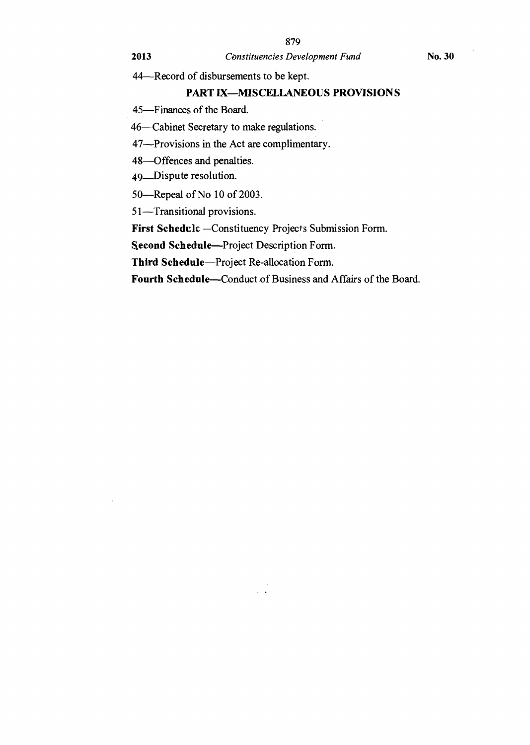44—Record of disbursements to be kept.

## PART IX—MISCELLANEOUS PROVISIONS

45—Finances of the Board.

46—Cabinet Secretary to make regulations.

47—Provisions in the Act are complimentary.

48—Offences and penalties.

49—Dispute resolution.

50—Repeal of No 10 of 2003.

51—Transitional provisions.

**First Schedule** —Constituency Projects Submission Form.

**Second Schedule**—Project Description Form.

**Third Schedule**—Project Re-allocation Form.

**Fourth Schedule**—Conduct of Business and Affairs of the Board.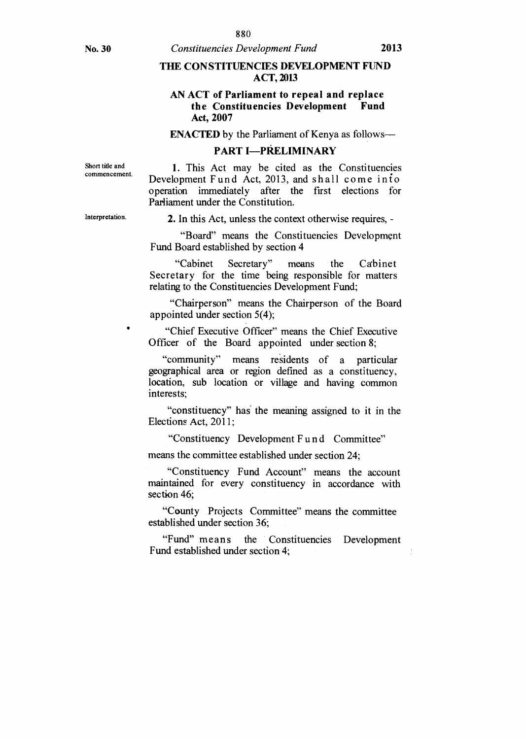# THE CONSTITUENCIES DEVELOPMENT FUND ACT, 2013

## AN ACT of Parliament to repeal and replace the Constituencies Development Fund Act, 2007

**ENACTED** by the Parliament of Kenya as follows—

## PART I—PRELIMINARY

Short title and commencement.

**1.** This Act may be cited as the Constituencies Development Fund Act, 2013, and shall come into operation immediately after the first elections for Parliament under the Constitution.

Interpretation.

**2.** In this Act, unless the context otherwise requires, -

"Board" means the Constituencies Development Fund Board established by section 4

"Cabinet Secretary" means the Cabinet Secretary for the time being responsible for matters relating to the Constituencies Development Fund;

"Chairperson" means the Chairperson of the Board appointed under section 5(4);

"Chief Executive Officer" means the Chief Executive Officer of the Board appointed under section 8;

"community" means residents of a particular geographical area or region defined as a constituency, location, sub location or village and having common interests;

"constituency" has the meaning assigned to it in the Elections Act, 2011;

"Constituency Development Fund Committee" means the committee established under section 24;

"Constituency Fund Account" means the account maintained for every constituency in accordance with section 46;

"County Projects Committee" means the committee established under section 36;

"Fund" means the Constituencies Development Fund established under section 4;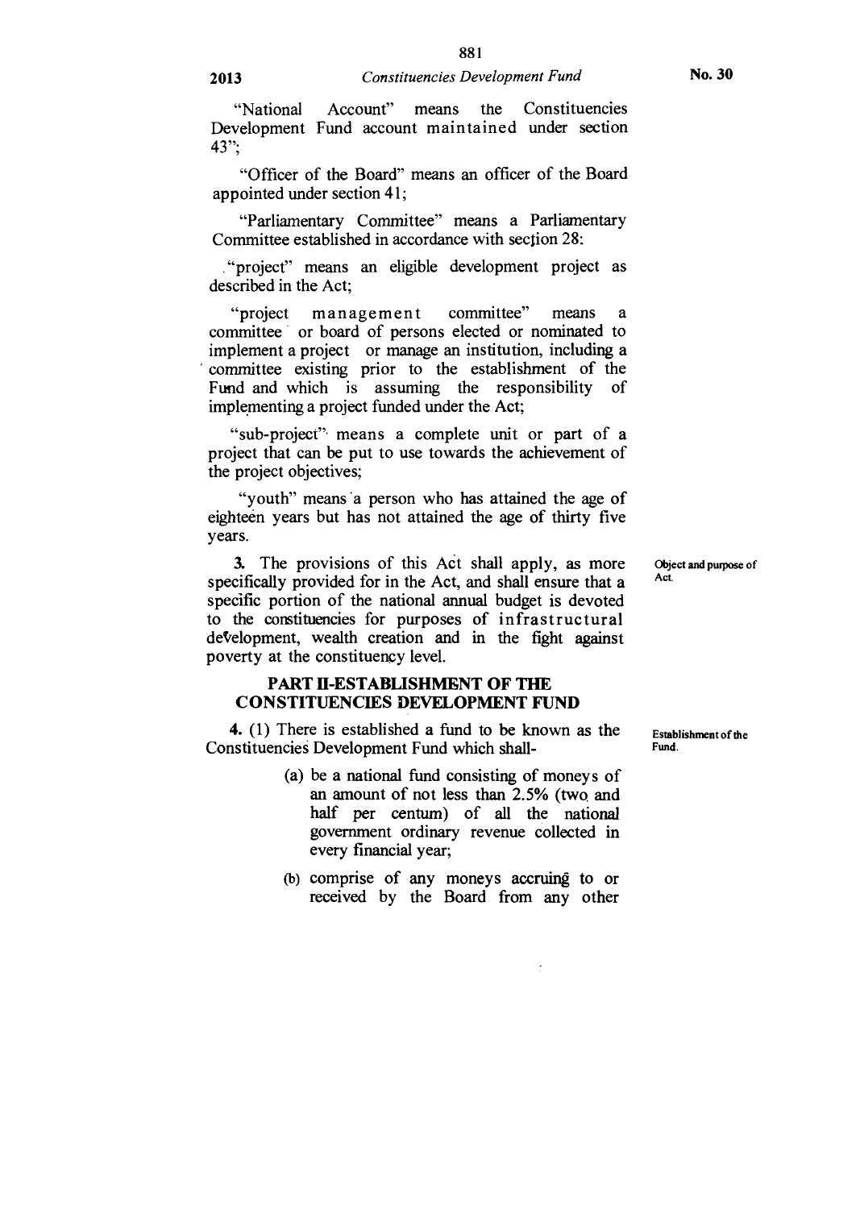"National Account" means the Constituencies Development Fund account maintained under section 43";

"Officer of the Board" means an officer of the Board appointed under section 41;

"Parliamentary Committee" means a Parliamentary Committee established in accordance with section 28:

"project" means an eligible development project as described in the Act;

"project management committee" means a committee or board of persons elected or nominated to implement a project or manage an institution, including a committee existing prior to the establishment of the Fund and which is assuming the responsibility of implementing a project funded under the Act;

"sub-project" means a complete unit or part of a project that can be put to use towards the achievement of the project objectives;

"youth" means a person who has attained the age of eighteen years but has not attained the age of thirty five years.

Object and purpose of Act.

**3.** The provisions of this Act shall apply, as more specifically provided for in the Act, and shall ensure that a specific portion of the national annual budget is devoted to the constituencies for purposes of infrastructural development, wealth creation and in the fight against poverty at the constituency level.

## PART II-ESTABLISHMENT OF THE CONSTITUENCIES DEVELOPMENT FUND

Establishment of the Fund.

**4.** (1) There is established a fund to be known as the Constituencies Development Fund which shall-

(a) be a national fund consisting of moneys of an amount of not less than 2.5% (two and half per centum) of all the national government ordinary revenue collected in every financial year;

(b) comprise of any moneys accruing to or received by the Board from any other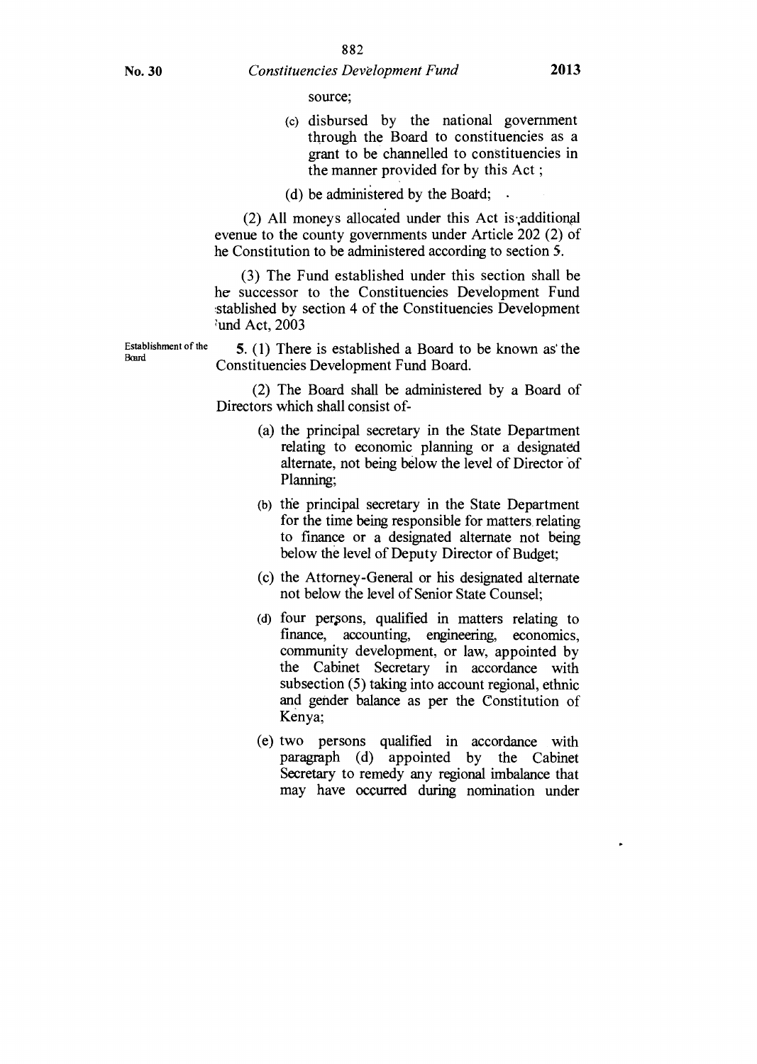source;

(c) disbursed by the national government through the Board to constituencies as a grant to be channelled to constituencies in the manner provided for by this Act ;

(d) be administered by the Board;

(2) All moneys allocated under this Act is additional evenue to the county governments under Article 202 (2) of he Constitution to be administered according to section 5.

(3) The Fund established under this section shall be he successor to the Constituencies Development Fund stablished by section 4 of the Constituencies Development 'und Act, 2003

Establishment of the Board

5. (1) There is established a Board to be known as the Constituencies Development Fund Board.

(2) The Board shall be administered by a Board of Directors which shall consist of-

(a) the principal secretary in the State Department relating to economic planning or a designated alternate, not being below the level of Director of Planning;

(b) the principal secretary in the State Department for the time being responsible for matters relating to finance or a designated alternate not being below the level of Deputy Director of Budget;

(c) the Attorney-General or his designated alternate not below the level of Senior State Counsel;

(d) four persons, qualified in matters relating to finance, accounting, engineering, economics, community development, or law, appointed by the Cabinet Secretary in accordance with subsection (5) taking into account regional, ethnic and gender balance as per the Constitution of Kenya;

(e) two persons qualified in accordance with paragraph (d) appointed by the Cabinet Secretary to remedy any regional imbalance that may have occurred during nomination under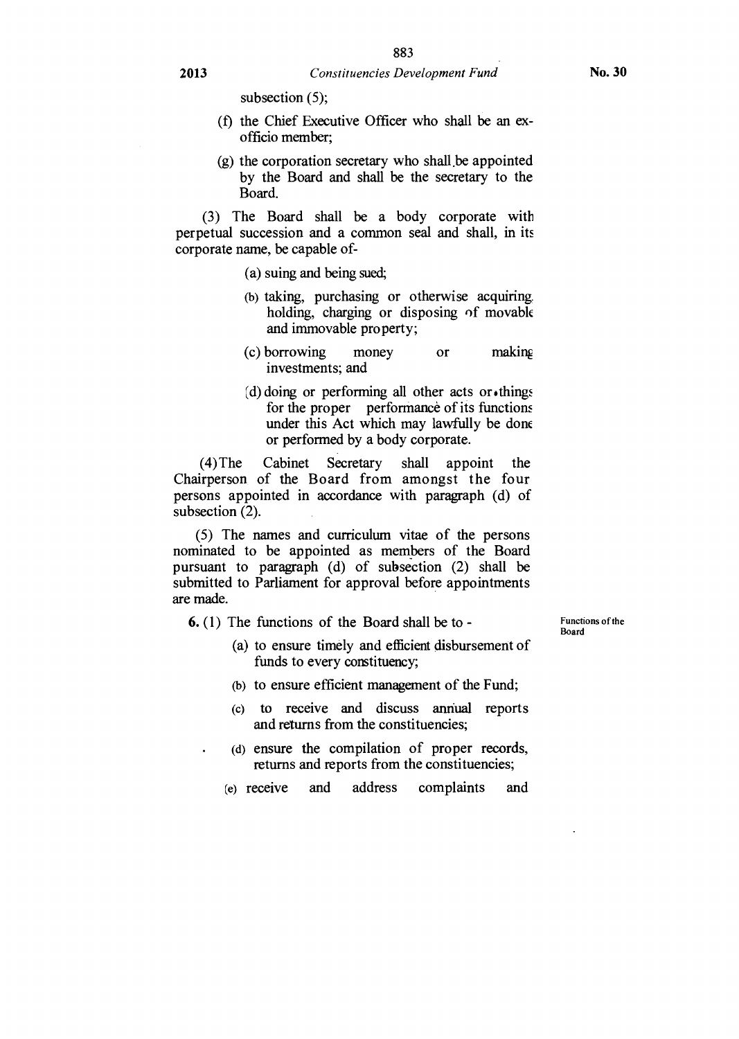subsection (5);

(f) the Chief Executive Officer who shall be an ex-officio member;

(g) the corporation secretary who shall be appointed by the Board and shall be the secretary to the Board.

(3) The Board shall be a body corporate with perpetual succession and a common seal and shall, in its corporate name, be capable of-

(a) suing and being sued;

(b) taking, purchasing or otherwise acquiring, holding, charging or disposing of movable and immovable property;

(c) borrowing money or making investments; and

(d) doing or performing all other acts or things for the proper performance of its functions under this Act which may lawfully be done or performed by a body corporate.

(4) The Cabinet Secretary shall appoint the Chairperson of the Board from amongst the four persons appointed in accordance with paragraph (d) of subsection (2).

(5) The names and curriculum vitae of the persons nominated to be appointed as members of the Board pursuant to paragraph (d) of subsection (2) shall be submitted to Parliament for approval before appointments are made.

Functions of the Board

**6.** (1) The functions of the Board shall be to -

(a) to ensure timely and efficient disbursement of funds to every constituency;

(b) to ensure efficient management of the Fund;

(c) to receive and discuss annual reports and returns from the constituencies;

(d) ensure the compilation of proper records, returns and reports from the constituencies;

(e) receive and address complaints and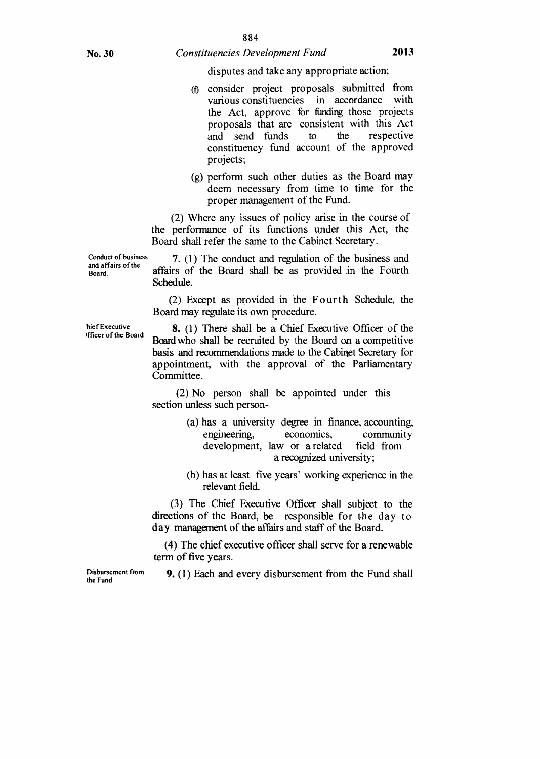disputes and take any appropriate action;

(f) consider project proposals submitted from various constituencies in accordance with the Act, approve for funding those projects proposals that are consistent with this Act and send funds to the respective constituency fund account of the approved projects;

(g) perform such other duties as the Board may deem necessary from time to time for the proper management of the Fund.

(2) Where any issues of policy arise in the course of the performance of its functions under this Act, the Board shall refer the same to the Cabinet Secretary.

Conduct of business and affairs of the Board.

**7.** (1) The conduct and regulation of the business and affairs of the Board shall be as provided in the Fourth Schedule.

(2) Except as provided in the Fourth Schedule, the Board may regulate its own procedure.

Chief Executive Officer of the Board

**8.** (1) There shall be a Chief Executive Officer of the Board who shall be recruited by the Board on a competitive basis and recommendations made to the Cabinet Secretary for appointment, with the approval of the Parliamentary Committee.

(2) No person shall be appointed under this section unless such person-

(a) has a university degree in finance, accounting, engineering, economics, community development, law or a related field from a recognized university;

(b) has at least five years' working experience in the relevant field.

(3) The Chief Executive Officer shall subject to the directions of the Board, be responsible for the day to day management of the affairs and staff of the Board.

(4) The chief executive officer shall serve for a renewable term of five years.

Disbursement from the Fund

**9.** (1) Each and every disbursement from the Fund shall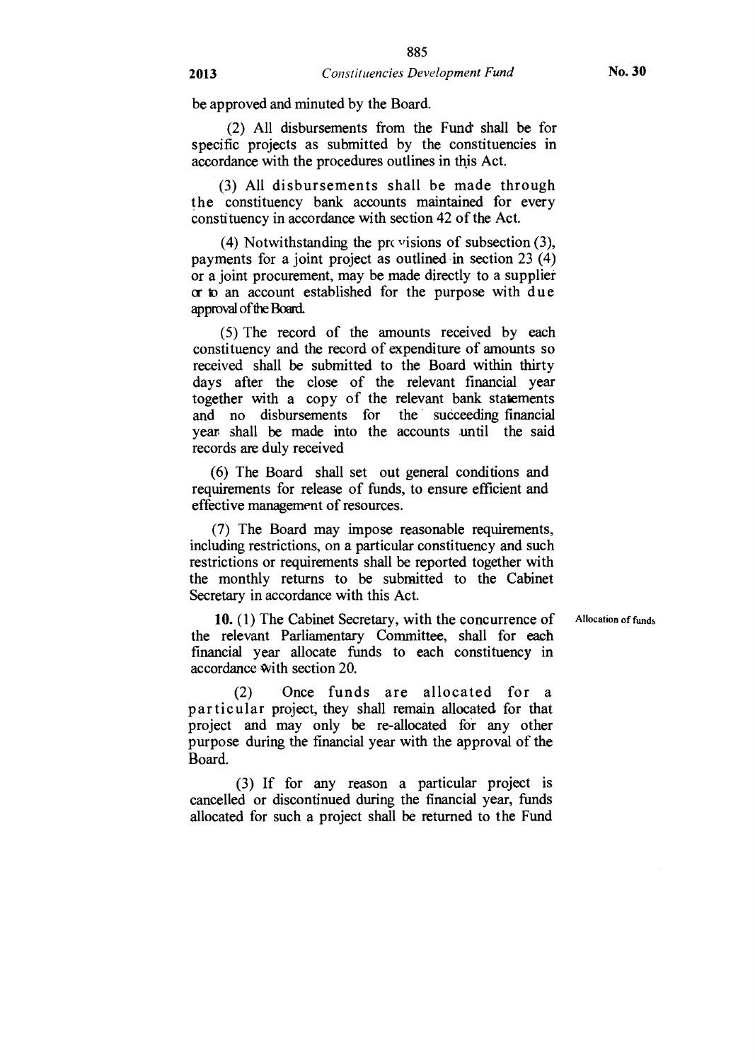be approved and minuted by the Board.

(2) All disbursements from the Fund shall be for specific projects as submitted by the constituencies in accordance with the procedures outlines in this Act.

(3) All disbursements shall be made through the constituency bank accounts maintained for every constituency in accordance with section 42 of the Act.

(4) Notwithstanding the provisions of subsection (3), payments for a joint project as outlined in section 23 (4) or a joint procurement, may be made directly to a supplier or to an account established for the purpose with due approval of the Board.

(5) The record of the amounts received by each constituency and the record of expenditure of amounts so received shall be submitted to the Board within thirty days after the close of the relevant financial year together with a copy of the relevant bank statements and no disbursements for the succeeding financial year shall be made into the accounts until the said records are duly received

(6) The Board shall set out general conditions and requirements for release of funds, to ensure efficient and effective management of resources.

(7) The Board may impose reasonable requirements, including restrictions, on a particular constituency and such restrictions or requirements shall be reported together with the monthly returns to be submitted to the Cabinet Secretary in accordance with this Act.

Allocation of funds

**10.** (1) The Cabinet Secretary, with the concurrence of the relevant Parliamentary Committee, shall for each financial year allocate funds to each constituency in accordance with section 20.

(2) Once funds are allocated for a particular project, they shall remain allocated for that project and may only be re-allocated for any other purpose during the financial year with the approval of the Board.

(3) If for any reason a particular project is cancelled or discontinued during the financial year, funds allocated for such a project shall be returned to the Fund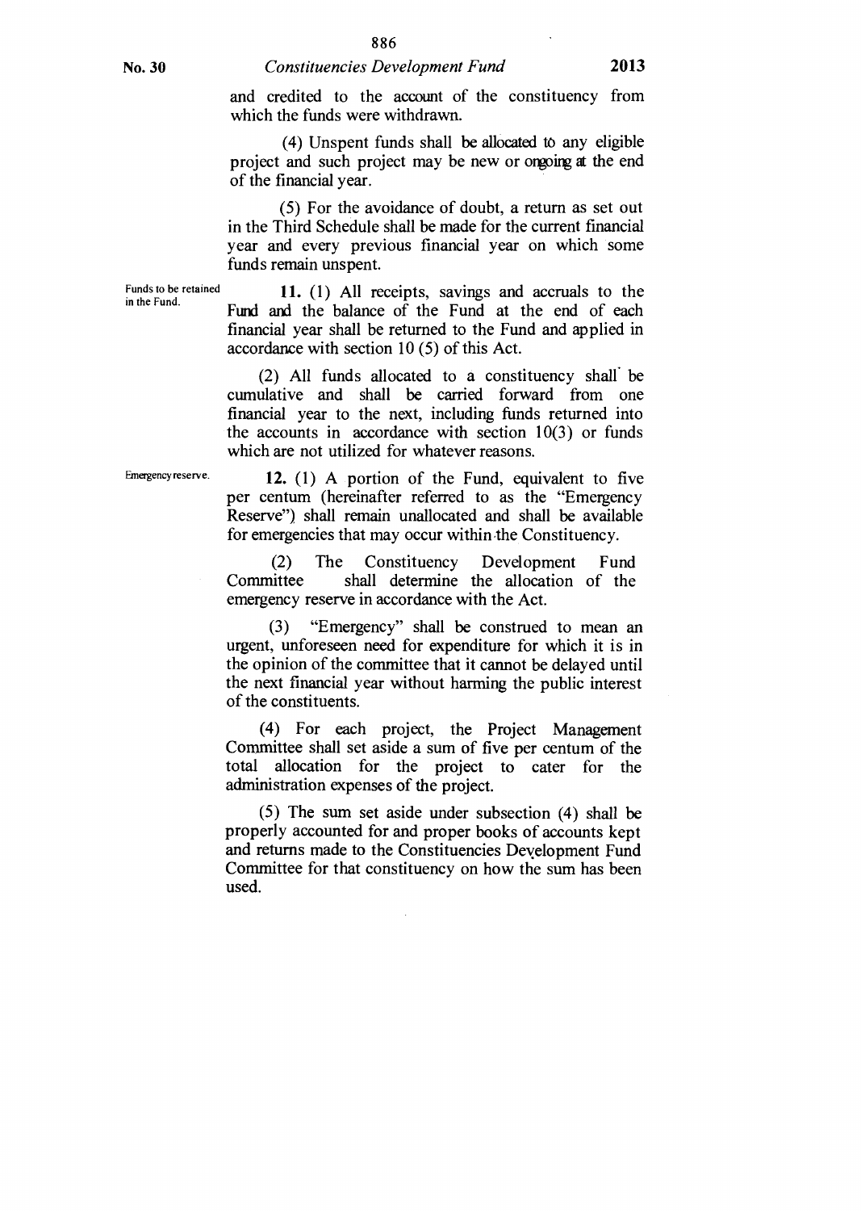and credited to the account of the constituency from which the funds were withdrawn.

(4) Unspent funds shall be allocated to any eligible project and such project may be new or ongoing at the end of the financial year.

(5) For the avoidance of doubt, a return as set out in the Third Schedule shall be made for the current financial year and every previous financial year on which some funds remain unspent.

Funds to be retained in the Fund.

**11.** (1) All receipts, savings and accruals to the Fund and the balance of the Fund at the end of each financial year shall be returned to the Fund and applied in accordance with section 10 (5) of this Act.

(2) All funds allocated to a constituency shall be cumulative and shall be carried forward from one financial year to the next, including funds returned into the accounts in accordance with section 10(3) or funds which are not utilized for whatever reasons.

Emergency reserve.

**12.** (1) A portion of the Fund, equivalent to five per centum (hereinafter referred to as the "Emergency Reserve") shall remain unallocated and shall be available for emergencies that may occur within the Constituency.

(2) The Constituency Development Fund Committee shall determine the allocation of the emergency reserve in accordance with the Act.

(3) "Emergency" shall be construed to mean an urgent, unforeseen need for expenditure for which it is in the opinion of the committee that it cannot be delayed until the next financial year without harming the public interest of the constituents.

(4) For each project, the Project Management Committee shall set aside a sum of five per centum of the total allocation for the project to cater for the administration expenses of the project.

(5) The sum set aside under subsection (4) shall be properly accounted for and proper books of accounts kept and returns made to the Constituencies Development Fund Committee for that constituency on how the sum has been used.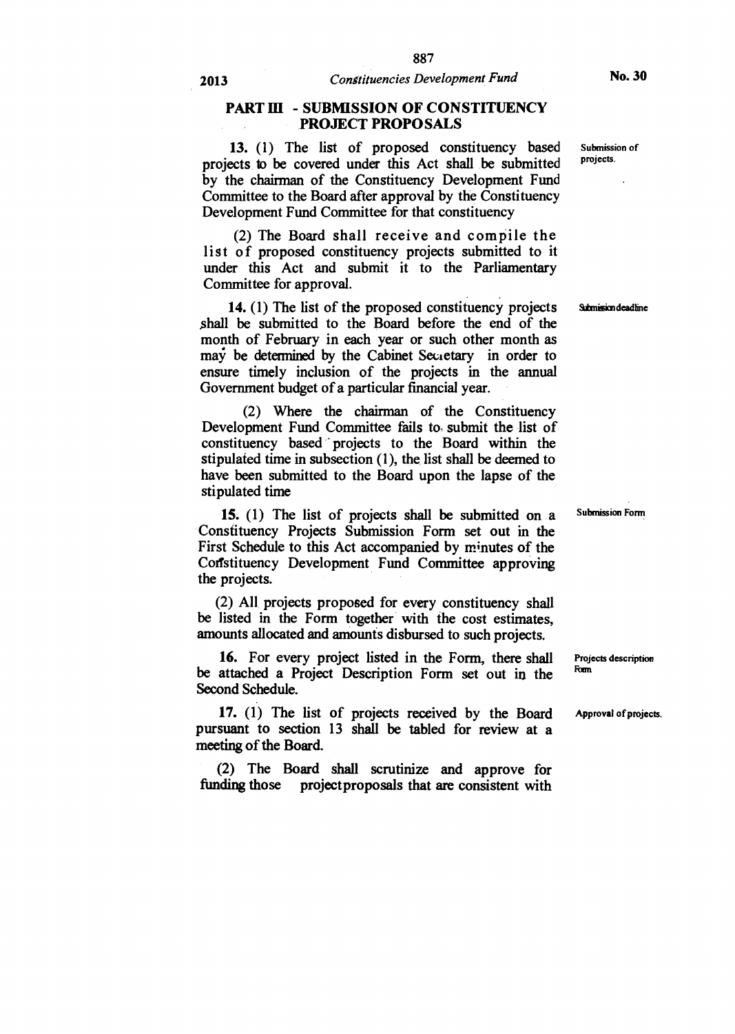## PART III - SUBMISSION OF CONSTITUENCY PROJECT PROPOSALS

Submission of projects.

**13.** (1) The list of proposed constituency based projects to be covered under this Act shall be submitted by the chairman of the Constituency Development Fund Committee to the Board after approval by the Constituency Development Fund Committee for that constituency

(2) The Board shall receive and compile the list of proposed constituency projects submitted to it under this Act and submit it to the Parliamentary Committee for approval.

Submission deadline

**14.** (1) The list of the proposed constituency projects shall be submitted to the Board before the end of the month of February in each year or such other month as may be determined by the Cabinet Secretary in order to ensure timely inclusion of the projects in the annual Government budget of a particular financial year.

(2) Where the chairman of the Constituency Development Fund Committee fails to submit the list of constituency based projects to the Board within the stipulated time in subsection (1), the list shall be deemed to have been submitted to the Board upon the lapse of the stipulated time

Submission Form

**15.** (1) The list of projects shall be submitted on a Constituency Projects Submission Form set out in the First Schedule to this Act accompanied by minutes of the Constituency Development Fund Committee approving the projects.

(2) All projects proposed for every constituency shall be listed in the Form together with the cost estimates, amounts allocated and amounts disbursed to such projects.

Projects description Form

**16.** For every project listed in the Form, there shall be attached a Project Description Form set out in the Second Schedule.

Approval of projects.

**17.** (1) The list of projects received by the Board pursuant to section 13 shall be tabled for review at a meeting of the Board.

(2) The Board shall scrutinize and approve for funding those project proposals that are consistent with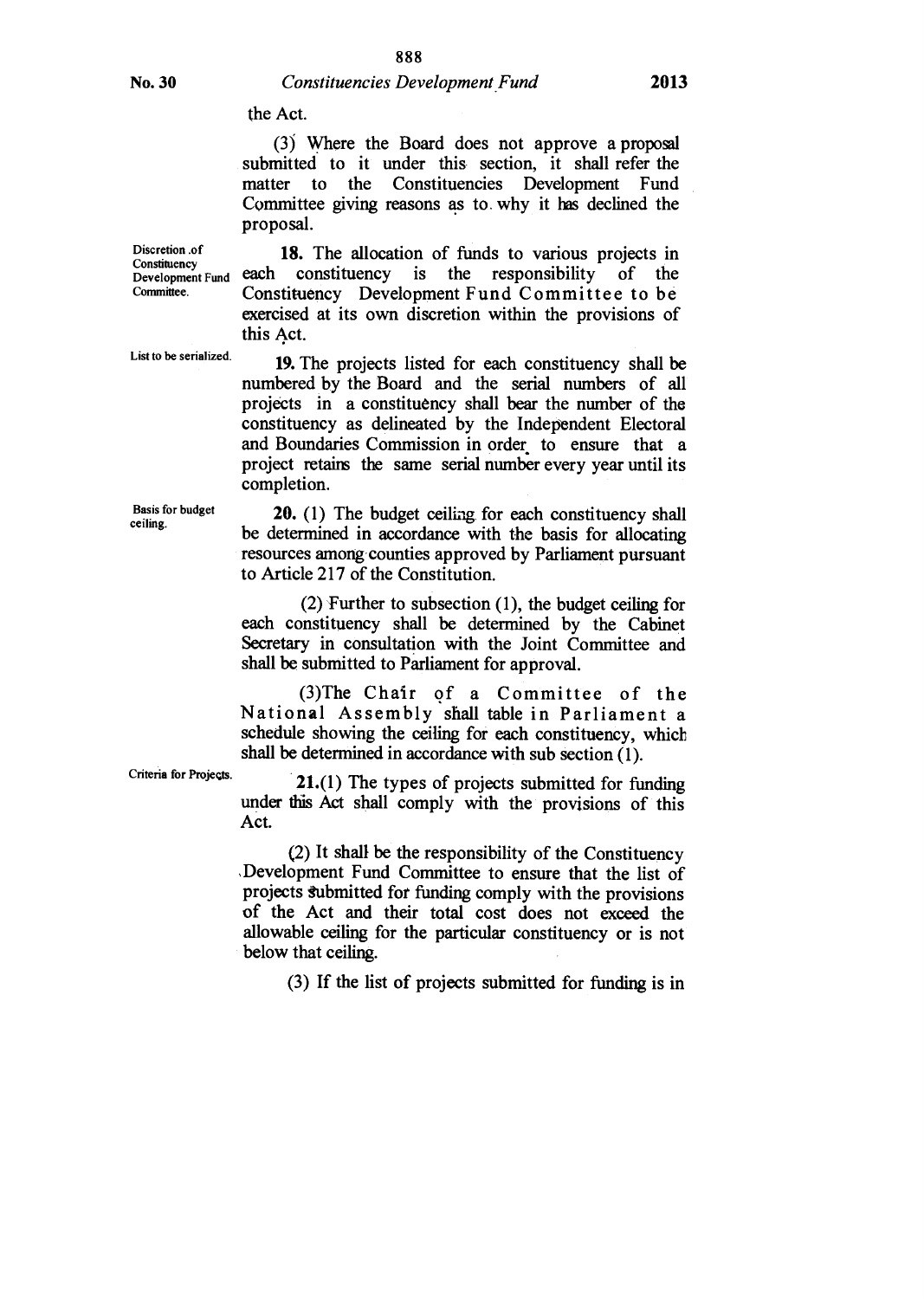the Act.

(3) Where the Board does not approve a proposal submitted to it under this section, it shall refer the matter to the Constituencies Development Fund Committee giving reasons as to why it has declined the proposal.

Discretion of Constituency Development Fund Committee.

**18.** The allocation of funds to various projects in each constituency is the responsibility of the Constituency Development Fund Committee to be exercised at its own discretion within the provisions of this Act.

List to be serialized.

**19.** The projects listed for each constituency shall be numbered by the Board and the serial numbers of all projects in a constituency shall bear the number of the constituency as delineated by the Independent Electoral and Boundaries Commission in order to ensure that a project retains the same serial number every year until its completion.

Basis for budget ceiling.

**20.** (1) The budget ceiling for each constituency shall be determined in accordance with the basis for allocating resources among counties approved by Parliament pursuant to Article 217 of the Constitution.

(2) Further to subsection (1), the budget ceiling for each constituency shall be determined by the Cabinet Secretary in consultation with the Joint Committee and shall be submitted to Parliament for approval.

(3)The Chair of a Committee of the National Assembly shall table in Parliament a schedule showing the ceiling for each constituency, which shall be determined in accordance with sub section (1).

Criteria for Projects.

**21.**(1) The types of projects submitted for funding under this Act shall comply with the provisions of this Act.

(2) It shall be the responsibility of the Constituency Development Fund Committee to ensure that the list of projects submitted for funding comply with the provisions of the Act and their total cost does not exceed the allowable ceiling for the particular constituency or is not below that ceiling.

(3) If the list of projects submitted for funding is in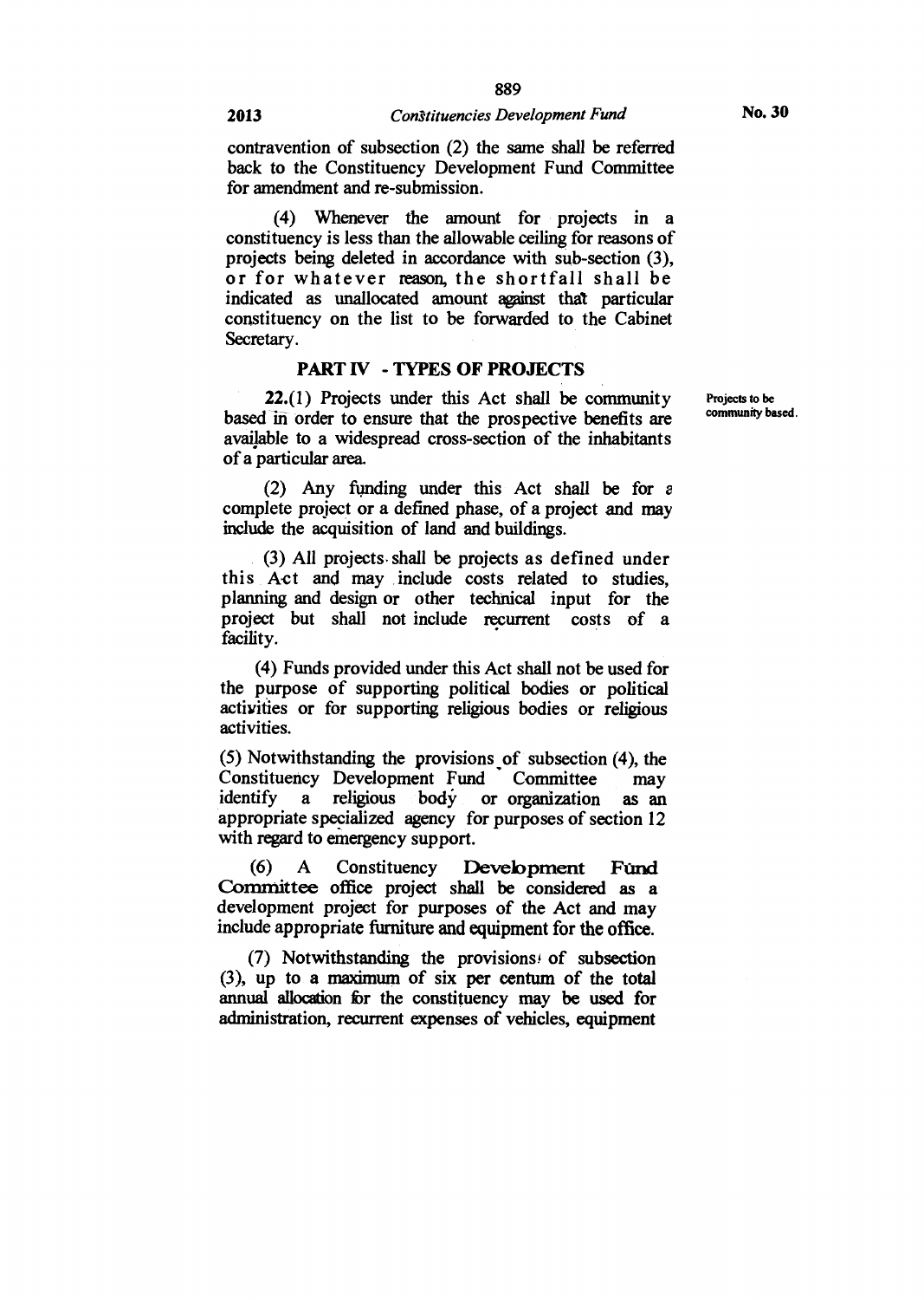contravention of subsection (2) the same shall be referred back to the Constituency Development Fund Committee for amendment and re-submission.

(4) Whenever the amount for projects in a constituency is less than the allowable ceiling for reasons of projects being deleted in accordance with sub-section (3), or for whatever reason, the shortfall shall be indicated as unallocated amount against that particular constituency on the list to be forwarded to the Cabinet Secretary.

## PART IV - TYPES OF PROJECTS

Projects to be community based.

**22.**(1) Projects under this Act shall be community based in order to ensure that the prospective benefits are available to a widespread cross-section of the inhabitants of a particular area.

(2) Any funding under this Act shall be for a complete project or a defined phase, of a project and may include the acquisition of land and buildings.

(3) All projects shall be projects as defined under this Act and may include costs related to studies, planning and design or other technical input for the project but shall not include recurrent costs of a facility.

(4) Funds provided under this Act shall not be used for the purpose of supporting political bodies or political activities or for supporting religious bodies or religious activities.

(5) Notwithstanding the provisions of subsection (4), the Constituency Development Fund Committee may identify a religious body or organization as an appropriate specialized agency for purposes of section 12 with regard to emergency support.

(6) A Constituency Development Fund Committee office project shall be considered as a development project for purposes of the Act and may include appropriate furniture and equipment for the office.

(7) Notwithstanding the provisions of subsection (3), up to a maximum of six per centum of the total annual allocation for the constituency may be used for administration, recurrent expenses of vehicles, equipment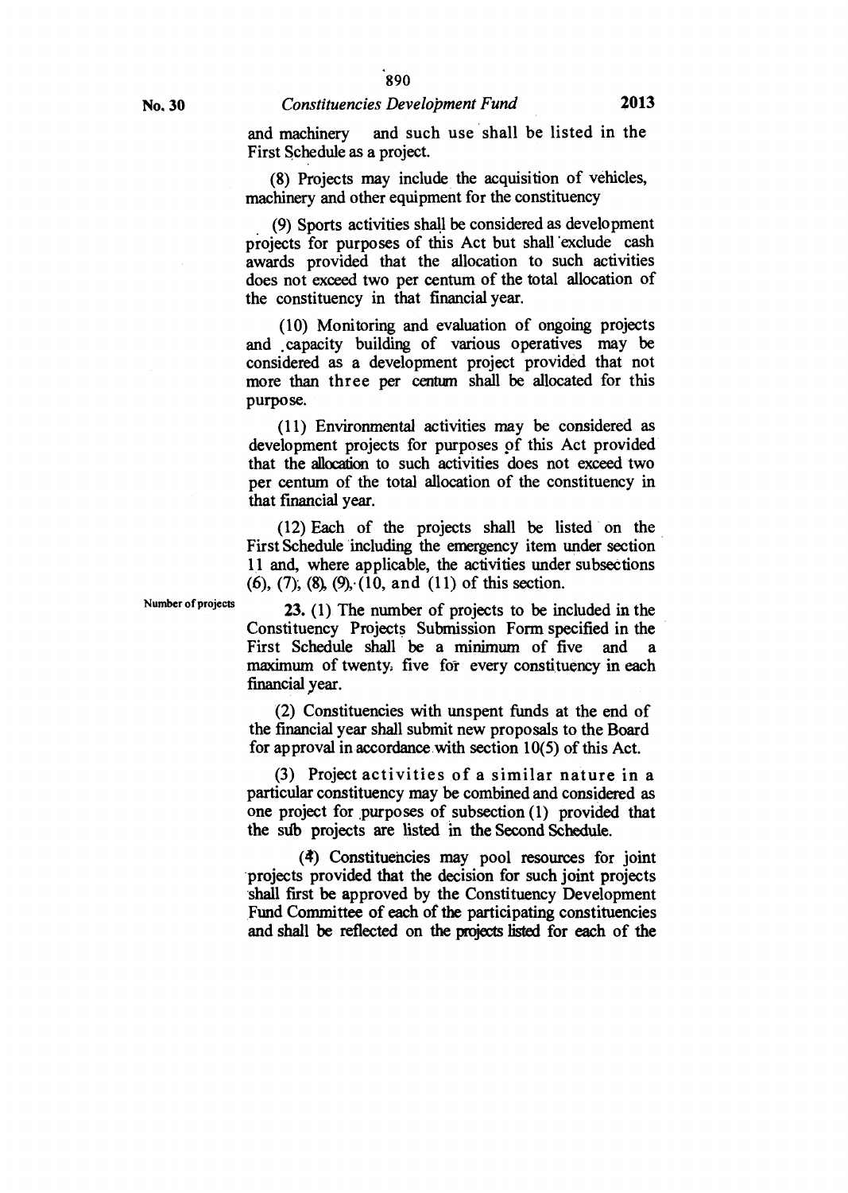and machinery and such use shall be listed in the First Schedule as a project.

(8) Projects may include the acquisition of vehicles, machinery and other equipment for the constituency

(9) Sports activities shall be considered as development projects for purposes of this Act but shall exclude cash awards provided that the allocation to such activities does not exceed two per centum of the total allocation of the constituency in that financial year.

(10) Monitoring and evaluation of ongoing projects and capacity building of various operatives may be considered as a development project provided that not more than three per centum shall be allocated for this purpose.

(11) Environmental activities may be considered as development projects for purposes of this Act provided that the allocation to such activities does not exceed two per centum of the total allocation of the constituency in that financial year.

(12) Each of the projects shall be listed on the First Schedule including the emergency item under section 11 and, where applicable, the activities under subsections (6), (7), (8), (9), (10, and (11) of this section.

Number of projects

**23.** (1) The number of projects to be included in the Constituency Projects Submission Form specified in the First Schedule shall be a minimum of five and a maximum of twenty, five for every constituency in each financial year.

(2) Constituencies with unspent funds at the end of the financial year shall submit new proposals to the Board for approval in accordance with section 10(5) of this Act.

(3) Project activities of a similar nature in a particular constituency may be combined and considered as one project for purposes of subsection (1) provided that the sub projects are listed in the Second Schedule.

(4) Constituencies may pool resources for joint projects provided that the decision for such joint projects shall first be approved by the Constituency Development Fund Committee of each of the participating constituencies and shall be reflected on the projects listed for each of the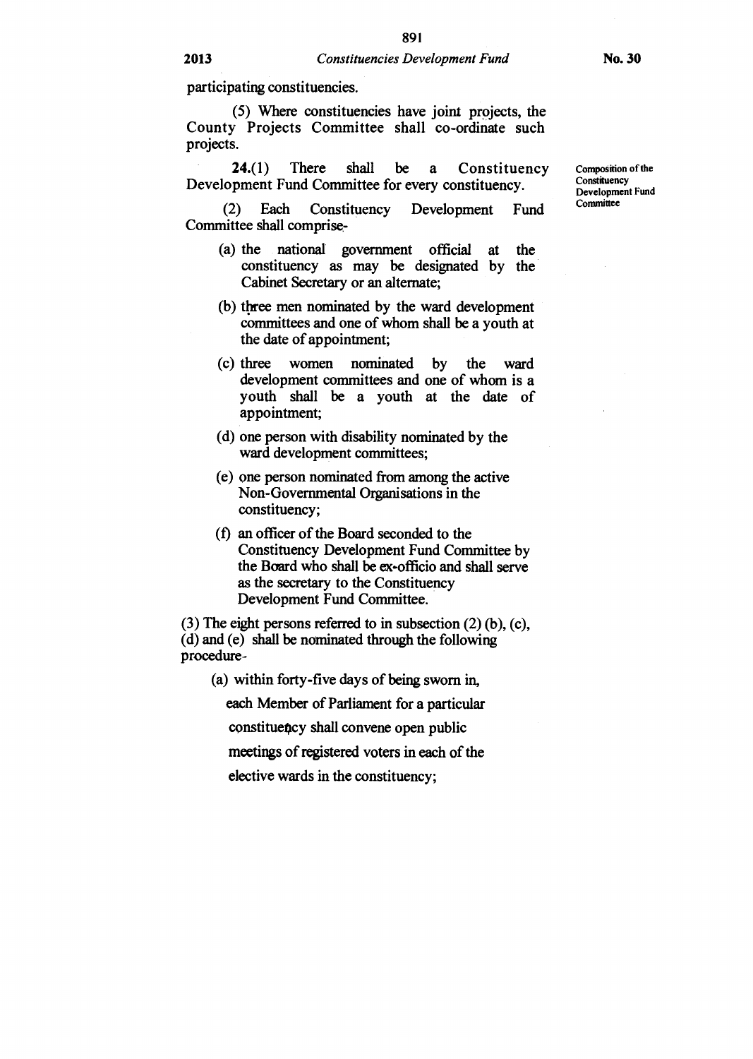participating constituencies.

(5) Where constituencies have joint projects, the County Projects Committee shall co-ordinate such projects.

Composition of the Constituency Development Fund Committee

**24.**(1) There shall be a Constituency Development Fund Committee for every constituency.

(2) Each Constituency Development Fund Committee shall comprise-

- (a) the national government official at the constituency as may be designated by the Cabinet Secretary or an alternate;
- (b) three men nominated by the ward development committees and one of whom shall be a youth at the date of appointment;
- (c) three women nominated by the ward development committees and one of whom is a youth shall be a youth at the date of appointment;
- (d) one person with disability nominated by the ward development committees;
- (e) one person nominated from among the active Non-Governmental Organisations in the constituency;
- (f) an officer of the Board seconded to the Constituency Development Fund Committee by the Board who shall be ex-officio and shall serve as the secretary to the Constituency Development Fund Committee.

(3) The eight persons referred to in subsection (2) (b), (c), (d) and (e) shall be nominated through the following procedure-

- (a) within forty-five days of being sworn in, each Member of Parliament for a particular constituency shall convene open public meetings of registered voters in each of the elective wards in the constituency;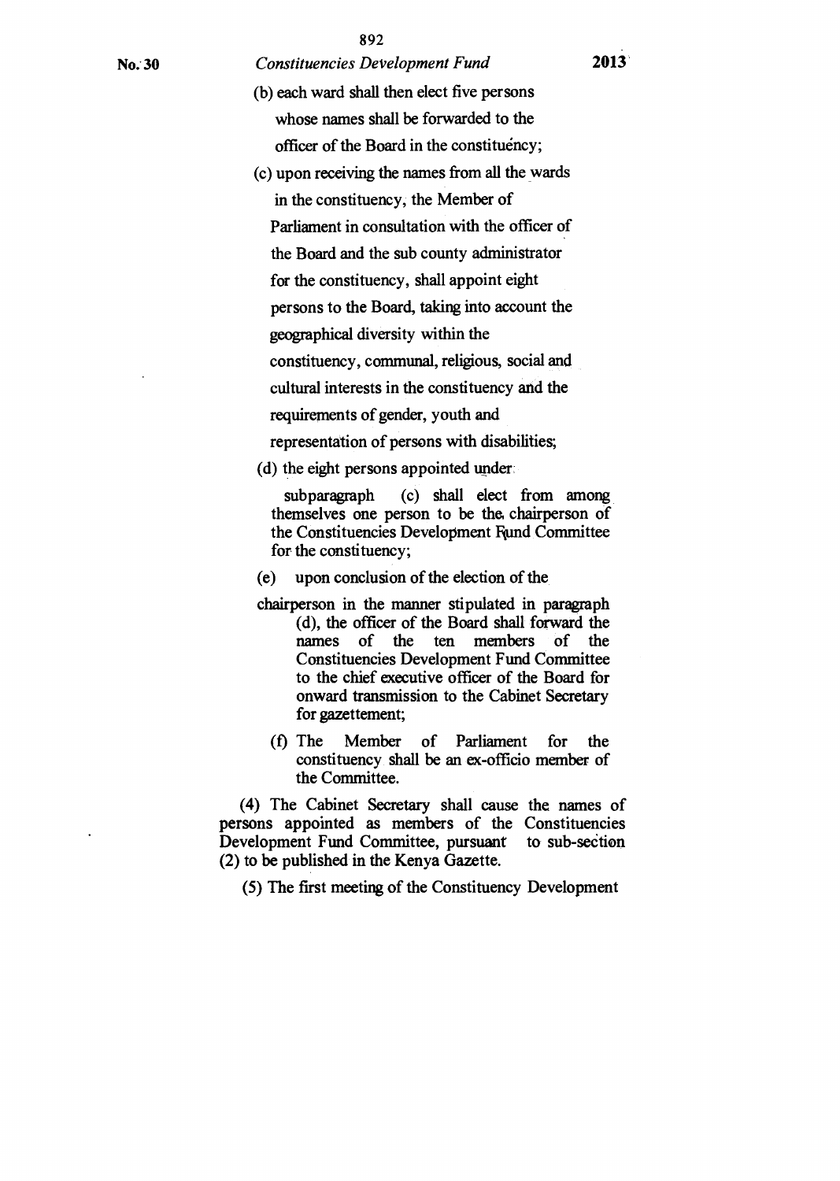(b) each ward shall then elect five persons whose names shall be forwarded to the officer of the Board in the constituency;

(c) upon receiving the names from all the wards in the constituency, the Member of Parliament in consultation with the officer of the Board and the sub county administrator for the constituency, shall appoint eight persons to the Board, taking into account the geographical diversity within the constituency, communal, religious, social and cultural interests in the constituency and the requirements of gender, youth and representation of persons with disabilities;

(d) the eight persons appointed under subparagraph (c) shall elect from among themselves one person to be the chairperson of the Constituencies Development Fund Committee for the constituency;

(e) upon conclusion of the election of the chairperson in the manner stipulated in paragraph (d), the officer of the Board shall forward the names of the ten members of the Constituencies Development Fund Committee to the chief executive officer of the Board for onward transmission to the Cabinet Secretary for gazettement;

(f) The Member of Parliament for the constituency shall be an ex-officio member of the Committee.

(4) The Cabinet Secretary shall cause the names of persons appointed as members of the Constituencies Development Fund Committee, pursuant to sub-section (2) to be published in the Kenya Gazette.

(5) The first meeting of the Constituency Development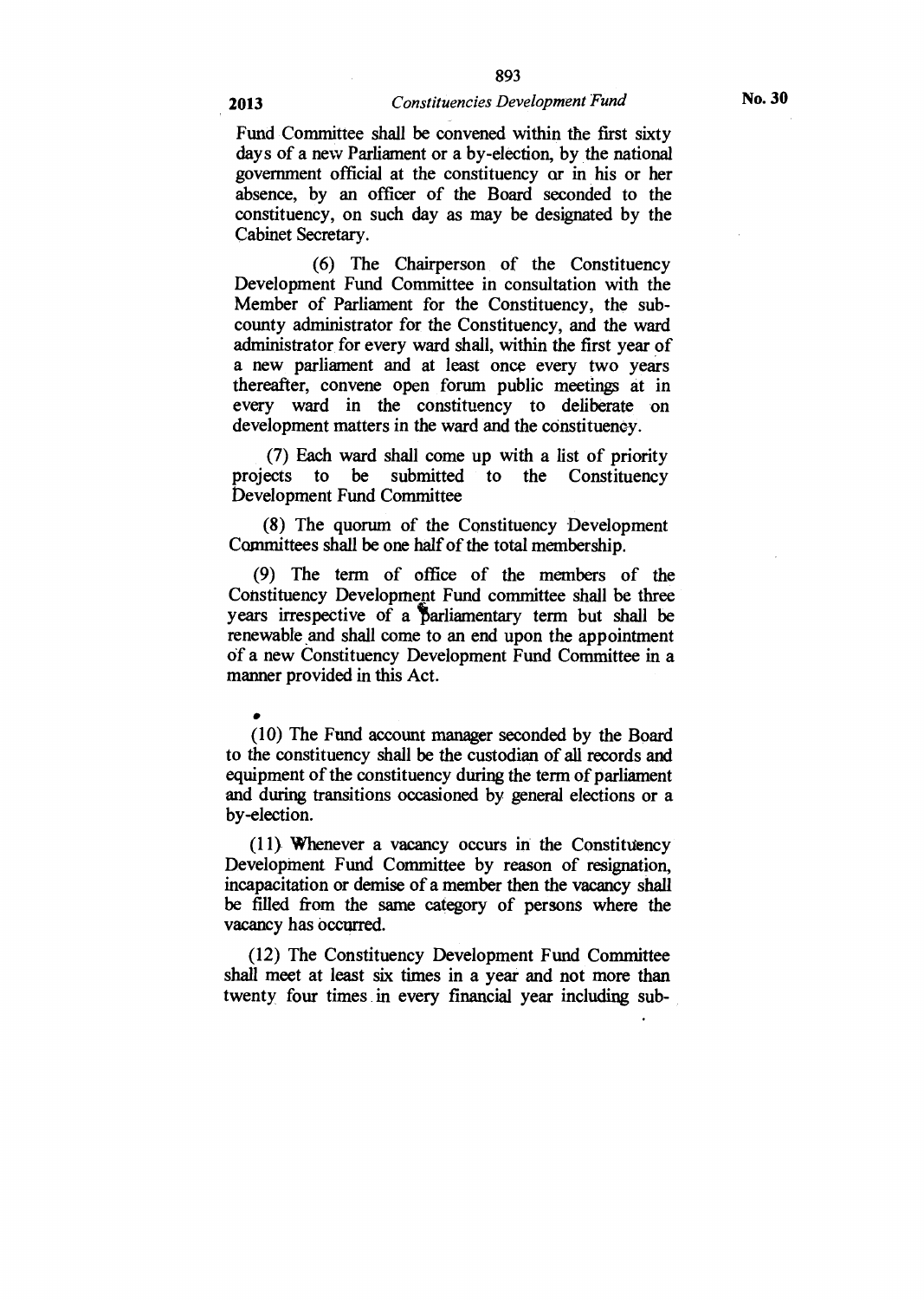Fund Committee shall be convened within the first sixty days of a new Parliament or a by-election, by the national government official at the constituency or in his or her absence, by an officer of the Board seconded to the constituency, on such day as may be designated by the Cabinet Secretary.

(6) The Chairperson of the Constituency Development Fund Committee in consultation with the Member of Parliament for the Constituency, the sub-county administrator for the Constituency, and the ward administrator for every ward shall, within the first year of a new parliament and at least once every two years thereafter, convene open forum public meetings at in every ward in the constituency to deliberate on development matters in the ward and the constituency.

(7) Each ward shall come up with a list of priority projects to be submitted to the Constituency Development Fund Committee

(8) The quorum of the Constituency Development Committees shall be one half of the total membership.

(9) The term of office of the members of the Constituency Development Fund committee shall be three years irrespective of a parliamentary term but shall be renewable and shall come to an end upon the appointment of a new Constituency Development Fund Committee in a manner provided in this Act.

(10) The Fund account manager seconded by the Board to the constituency shall be the custodian of all records and equipment of the constituency during the term of parliament and during transitions occasioned by general elections or a by-election.

(11) Whenever a vacancy occurs in the Constituency Development Fund Committee by reason of resignation, incapacitation or demise of a member then the vacancy shall be filled from the same category of persons where the vacancy has occurred.

(12) The Constituency Development Fund Committee shall meet at least six times in a year and not more than twenty four times in every financial year including sub-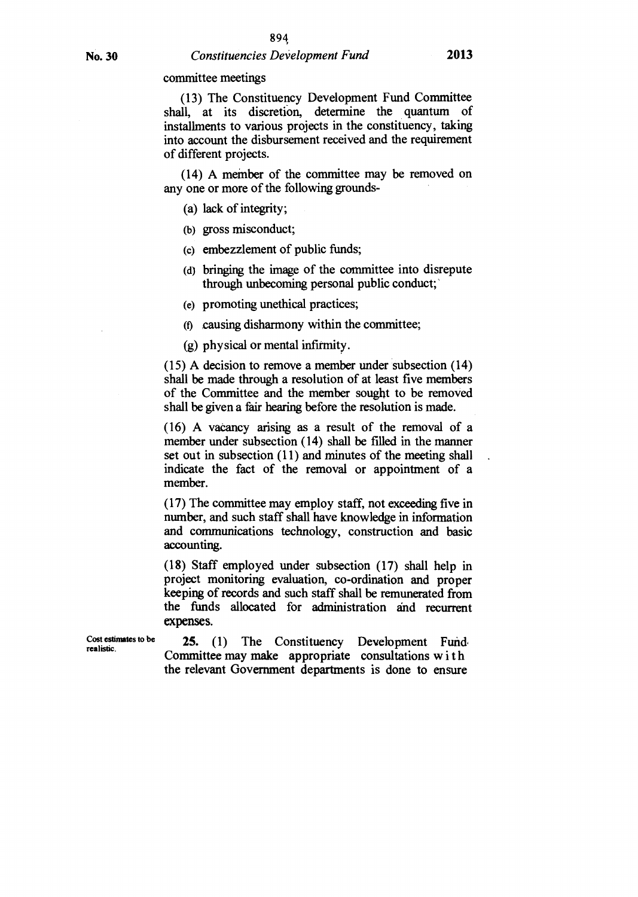committee meetings

(13) The Constituency Development Fund Committee shall, at its discretion, determine the quantum of installments to various projects in the constituency, taking into account the disbursement received and the requirement of different projects.

(14) A member of the committee may be removed on any one or more of the following grounds-

(a) lack of integrity;

(b) gross misconduct;

(c) embezzlement of public funds;

(d) bringing the image of the committee into disrepute through unbecoming personal public conduct;

(e) promoting unethical practices;

(f) causing disharmony within the committee;

(g) physical or mental infirmity.

(15) A decision to remove a member under subsection (14) shall be made through a resolution of at least five members of the Committee and the member sought to be removed shall be given a fair hearing before the resolution is made.

(16) A vacancy arising as a result of the removal of a member under subsection (14) shall be filled in the manner set out in subsection (11) and minutes of the meeting shall indicate the fact of the removal or appointment of a member.

(17) The committee may employ staff, not exceeding five in number, and such staff shall have knowledge in information and communications technology, construction and basic accounting.

(18) Staff employed under subsection (17) shall help in project monitoring evaluation, co-ordination and proper keeping of records and such staff shall be remunerated from the funds allocated for administration and recurrent expenses.

Cost estimates to be realistic.

**25.** (1) The Constituency Development Fund Committee may make appropriate consultations with the relevant Government departments is done to ensure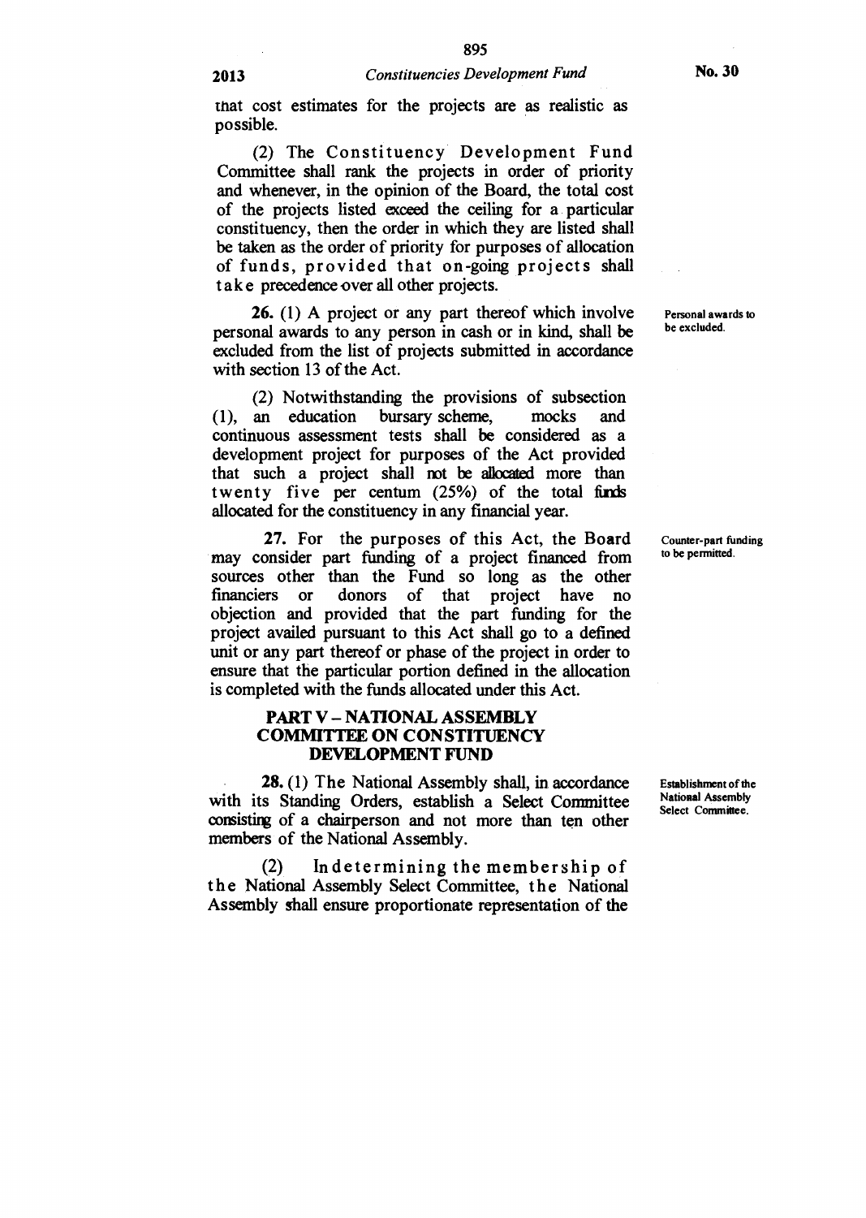that cost estimates for the projects are as realistic as possible.

(2) The Constituency Development Fund Committee shall rank the projects in order of priority and whenever, in the opinion of the Board, the total cost of the projects listed exceed the ceiling for a particular constituency, then the order in which they are listed shall be taken as the order of priority for purposes of allocation of funds, provided that on-going projects shall take precedence over all other projects.

Personal awards to be excluded.

**26.** (1) A project or any part thereof which involve personal awards to any person in cash or in kind, shall be excluded from the list of projects submitted in accordance with section 13 of the Act.

(2) Notwithstanding the provisions of subsection (1), an education bursary scheme, mocks and continuous assessment tests shall be considered as a development project for purposes of the Act provided that such a project shall not be allocated more than twenty five per centum (25%) of the total funds allocated for the constituency in any financial year.

Counter-part funding to be permitted.

**27.** For the purposes of this Act, the Board may consider part funding of a project financed from sources other than the Fund so long as the other financiers or donors of that project have no objection and provided that the part funding for the project availed pursuant to this Act shall go to a defined unit or any part thereof or phase of the project in order to ensure that the particular portion defined in the allocation is completed with the funds allocated under this Act.

## PART V – NATIONAL ASSEMBLY COMMITTEE ON CONSTITUENCY DEVELOPMENT FUND

Establishment of the National Assembly Select Committee.

**28.** (1) The National Assembly shall, in accordance with its Standing Orders, establish a Select Committee consisting of a chairperson and not more than ten other members of the National Assembly.

(2) In determining the membership of the National Assembly Select Committee, the National Assembly shall ensure proportionate representation of the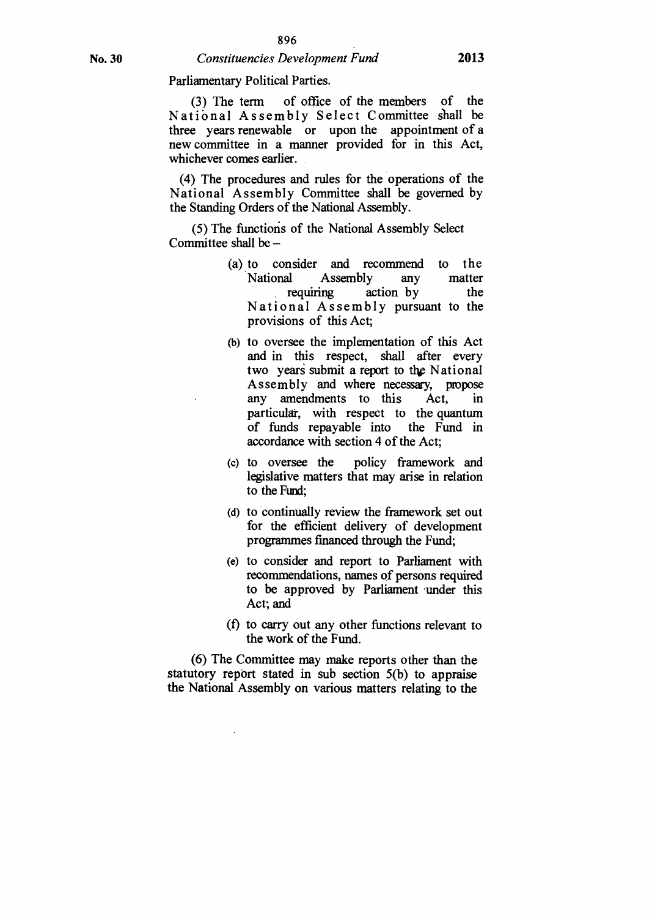Parliamentary Political Parties.

(3) The term of office of the members of the National Assembly Select Committee shall be three years renewable or upon the appointment of a new committee in a manner provided for in this Act, whichever comes earlier.

(4) The procedures and rules for the operations of the National Assembly Committee shall be governed by the Standing Orders of the National Assembly.

(5) The functions of the National Assembly Select Committee shall be –

(a) to consider and recommend to the National Assembly any matter requiring action by the National Assembly pursuant to the provisions of this Act;

(b) to oversee the implementation of this Act and in this respect, shall after every two years submit a report to the National Assembly and where necessary, propose any amendments to this Act, in particular, with respect to the quantum of funds repayable into the Fund in accordance with section 4 of the Act;

(c) to oversee the policy framework and legislative matters that may arise in relation to the Fund;

(d) to continually review the framework set out for the efficient delivery of development programmes financed through the Fund;

(e) to consider and report to Parliament with recommendations, names of persons required to be approved by Parliament under this Act; and

(f) to carry out any other functions relevant to the work of the Fund.

(6) The Committee may make reports other than the statutory report stated in sub section 5(b) to appraise the National Assembly on various matters relating to the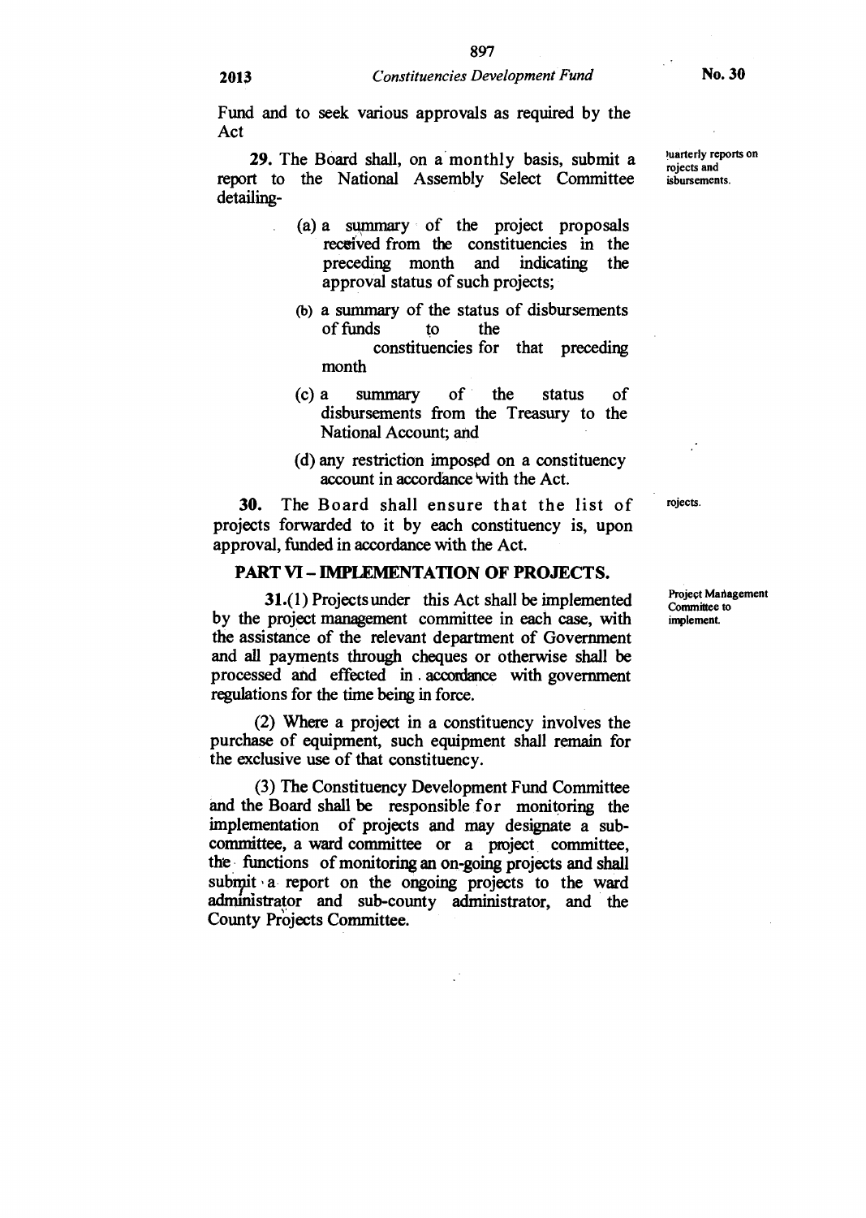Fund and to seek various approvals as required by the Act

Quarterly reports on projects and disbursements.

**29.** The Board shall, on a monthly basis, submit a report to the National Assembly Select Committee detailing-

(a) a summary of the project proposals received from the constituencies in the preceding month and indicating the approval status of such projects;

(b) a summary of the status of disbursements of funds to the constituencies for that preceding month

(c) a summary of the status of disbursements from the Treasury to the National Account; and

(d) any restriction imposed on a constituency account in accordance with the Act.

Projects.

**30.** The Board shall ensure that the list of projects forwarded to it by each constituency is, upon approval, funded in accordance with the Act.

## PART VI – IMPLEMENTATION OF PROJECTS.

Project Management Committee to implement.

**31.**(1) Projects under this Act shall be implemented by the project management committee in each case, with the assistance of the relevant department of Government and all payments through cheques or otherwise shall be processed and effected in accordance with government regulations for the time being in force.

(2) Where a project in a constituency involves the purchase of equipment, such equipment shall remain for the exclusive use of that constituency.

(3) The Constituency Development Fund Committee and the Board shall be responsible for monitoring the implementation of projects and may designate a sub-committee, a ward committee or a project committee, the functions of monitoring an on-going projects and shall submit a report on the ongoing projects to the ward administrator and sub-county administrator, and the County Projects Committee.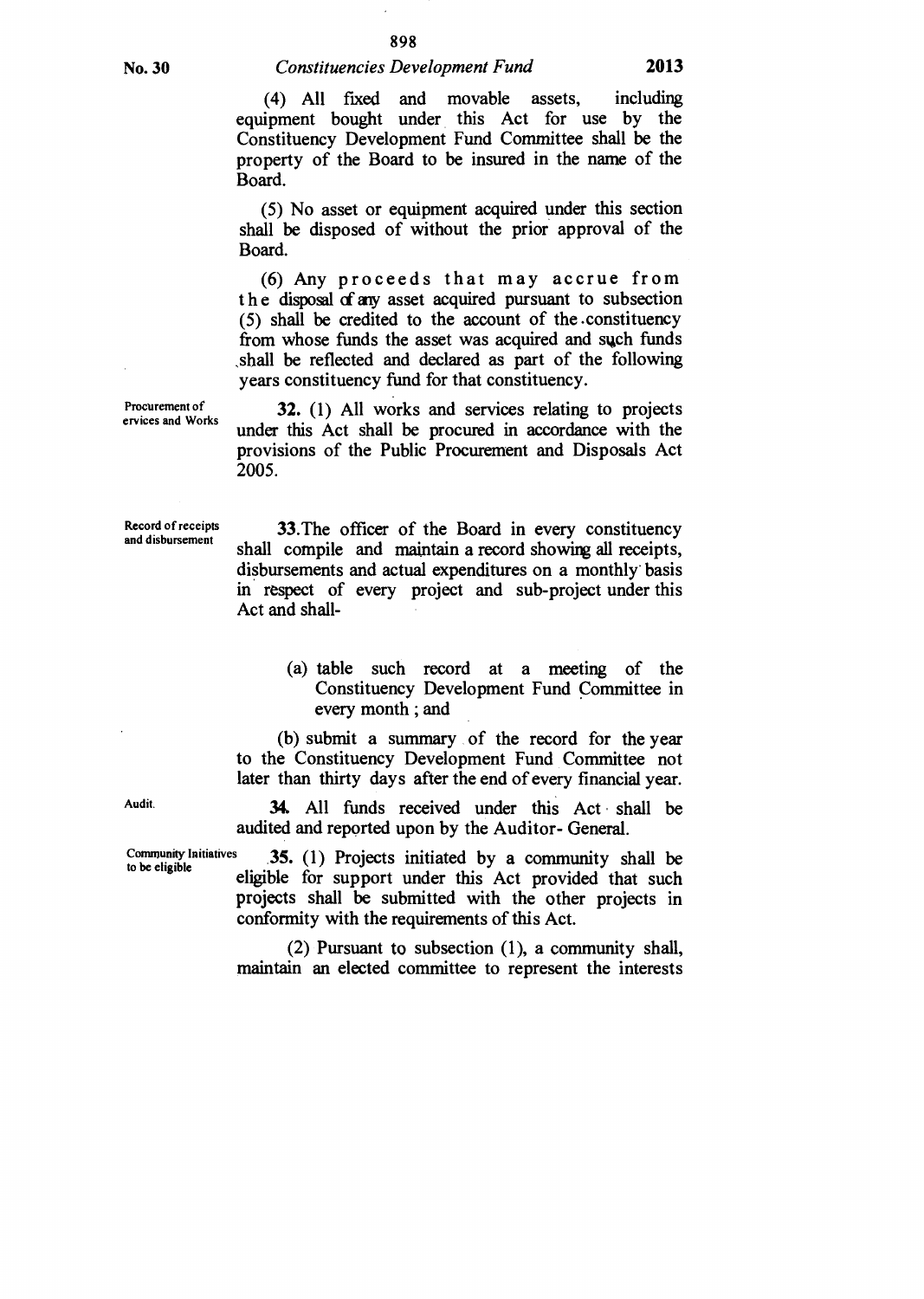(4) All fixed and movable assets, including equipment bought under this Act for use by the Constituency Development Fund Committee shall be the property of the Board to be insured in the name of the Board.

(5) No asset or equipment acquired under this section shall be disposed of without the prior approval of the Board.

(6) Any proceeds that may accrue from the disposal of any asset acquired pursuant to subsection (5) shall be credited to the account of the constituency from whose funds the asset was acquired and such funds shall be reflected and declared as part of the following years constituency fund for that constituency.

Procurement of ervices and Works

**32.** (1) All works and services relating to projects under this Act shall be procured in accordance with the provisions of the Public Procurement and Disposals Act 2005.

Record of receipts and disbursement

**33.** The officer of the Board in every constituency shall compile and maintain a record showing all receipts, disbursements and actual expenditures on a monthly basis in respect of every project and sub-project under this Act and shall-

(a) table such record at a meeting of the Constituency Development Fund Committee in every month ; and

(b) submit a summary of the record for the year to the Constituency Development Fund Committee not later than thirty days after the end of every financial year.

Audit.

**34.** All funds received under this Act shall be audited and reported upon by the Auditor- General.

Community Initiatives to be eligible

**35.** (1) Projects initiated by a community shall be eligible for support under this Act provided that such projects shall be submitted with the other projects in conformity with the requirements of this Act.

(2) Pursuant to subsection (1), a community shall, maintain an elected committee to represent the interests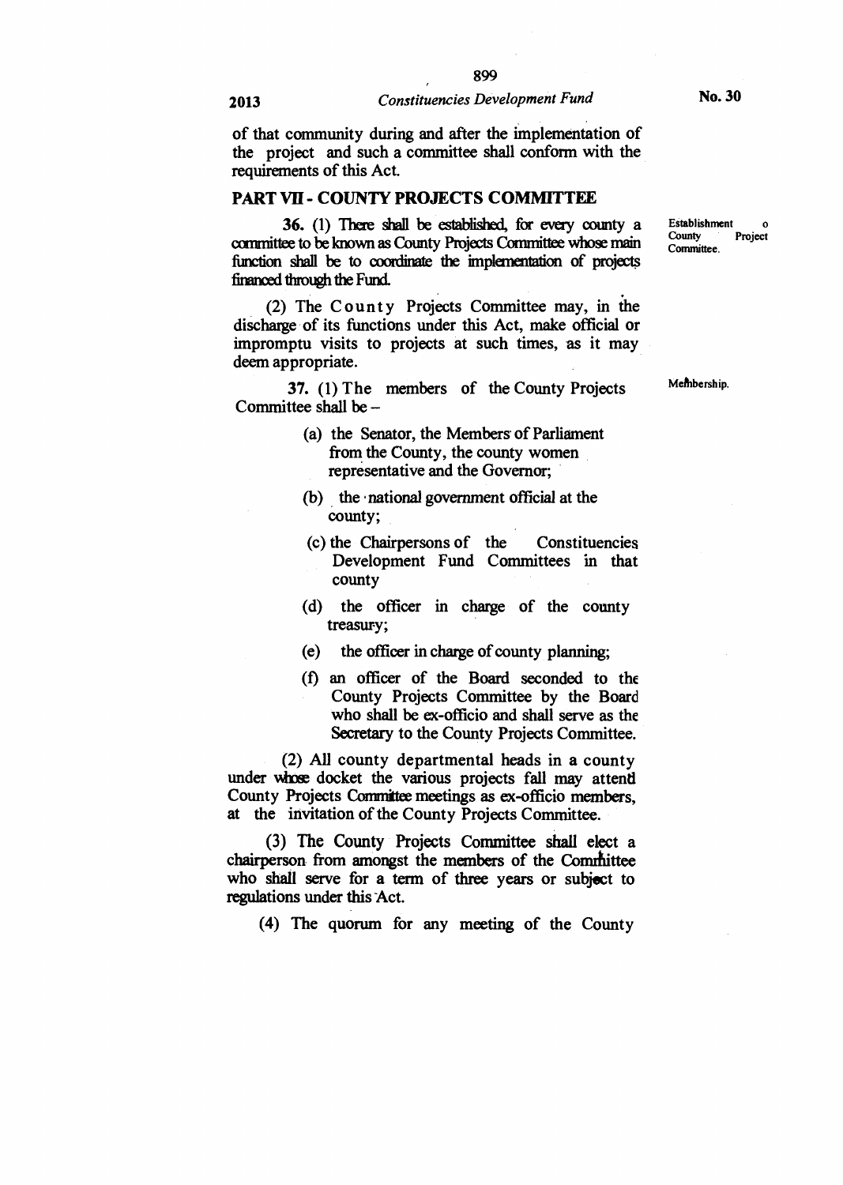of that community during and after the implementation of the project and such a committee shall conform with the requirements of this Act.

## PART VII - COUNTY PROJECTS COMMITTEE

*Establishment o County Project Committee.*

**36.** (1) There shall be established, for every county a committee to be known as County Projects Committee whose main function shall be to coordinate the implementation of projects financed through the Fund.

(2) The County Projects Committee may, in the discharge of its functions under this Act, make official or impromptu visits to projects at such times, as it may deem appropriate.

*Membership.*

**37.** (1) The members of the County Projects Committee shall be –

- (a) the Senator, the Members of Parliament from the County, the county women representative and the Governor;
- (b) the national government official at the county;
- (c) the Chairpersons of the Constituencies Development Fund Committees in that county
- (d) the officer in charge of the county treasury;
- (e) the officer in charge of county planning;
- (f) an officer of the Board seconded to the County Projects Committee by the Board who shall be ex-officio and shall serve as the Secretary to the County Projects Committee.

(2) All county departmental heads in a county under whose docket the various projects fall may attend County Projects Committee meetings as ex-officio members, at the invitation of the County Projects Committee.

(3) The County Projects Committee shall elect a chairperson from amongst the members of the Committee who shall serve for a term of three years or subject to regulations under this Act.

(4) The quorum for any meeting of the County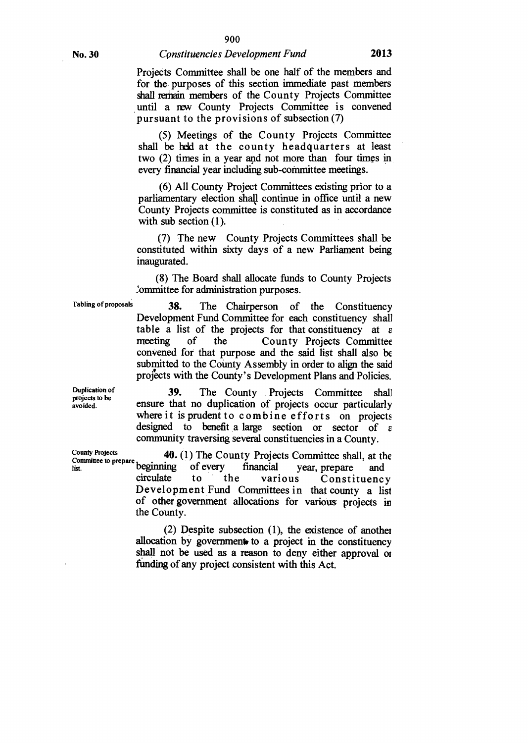Projects Committee shall be one half of the members and for the purposes of this section immediate past members shall remain members of the County Projects Committee until a new County Projects Committee is convened pursuant to the provisions of subsection (7)

(5) Meetings of the County Projects Committee shall be held at the county headquarters at least two (2) times in a year and not more than four times in every financial year including sub-committee meetings.

(6) All County Project Committees existing prior to a parliamentary election shall continue in office until a new County Projects committee is constituted as in accordance with sub section (1).

(7) The new County Projects Committees shall be constituted within sixty days of a new Parliament being inaugurated.

(8) The Board shall allocate funds to County Projects Committee for administration purposes.

Tabling of proposals

**38.** The Chairperson of the Constituency Development Fund Committee for each constituency shall table a list of the projects for that constituency at a meeting of the County Projects Committee convened for that purpose and the said list shall also be submitted to the County Assembly in order to align the said projects with the County's Development Plans and Policies.

Duplication of projects to be avoided.

**39.** The County Projects Committee shall ensure that no duplication of projects occur particularly where it is prudent to combine efforts on projects designed to benefit a large section or sector of a community traversing several constituencies in a County.

County Projects Committee to prepare list.

**40.** (1) The County Projects Committee shall, at the beginning of every financial year, prepare and circulate to the various Constituency Development Fund Committees in that county a list of other government allocations for various projects in the County.

(2) Despite subsection (1), the existence of another allocation by government to a project in the constituency shall not be used as a reason to deny either approval or funding of any project consistent with this Act.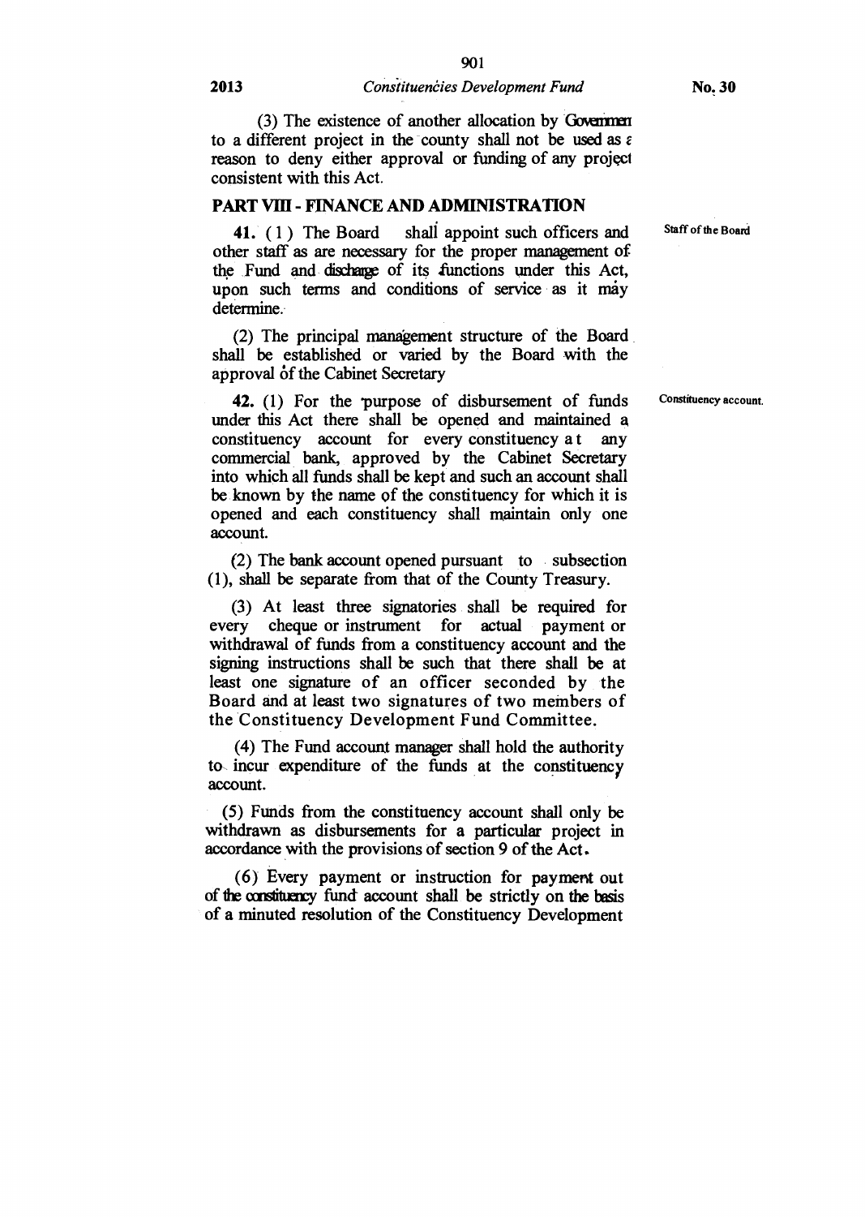(3) The existence of another allocation by Governmen to a different project in the county shall not be used as a reason to deny either approval or funding of any project consistent with this Act.

## PART VIII - FINANCE AND ADMINISTRATION

Staff of the Board

**41.** (1) The Board shall appoint such officers and other staff as are necessary for the proper management of the Fund and discharge of its functions under this Act, upon such terms and conditions of service as it may determine.

(2) The principal management structure of the Board shall be established or varied by the Board with the approval of the Cabinet Secretary

Constituency account.

**42.** (1) For the purpose of disbursement of funds under this Act there shall be opened and maintained a constituency account for every constituency at any commercial bank, approved by the Cabinet Secretary into which all funds shall be kept and such an account shall be known by the name of the constituency for which it is opened and each constituency shall maintain only one account.

(2) The bank account opened pursuant to subsection (1), shall be separate from that of the County Treasury.

(3) At least three signatories shall be required for every cheque or instrument for actual payment or withdrawal of funds from a constituency account and the signing instructions shall be such that there shall be at least one signature of an officer seconded by the Board and at least two signatures of two members of the Constituency Development Fund Committee.

(4) The Fund account manager shall hold the authority to incur expenditure of the funds at the constituency account.

(5) Funds from the constituency account shall only be withdrawn as disbursements for a particular project in accordance with the provisions of section 9 of the Act.

(6) Every payment or instruction for payment out of the constituency fund account shall be strictly on the basis of a minuted resolution of the Constituency Development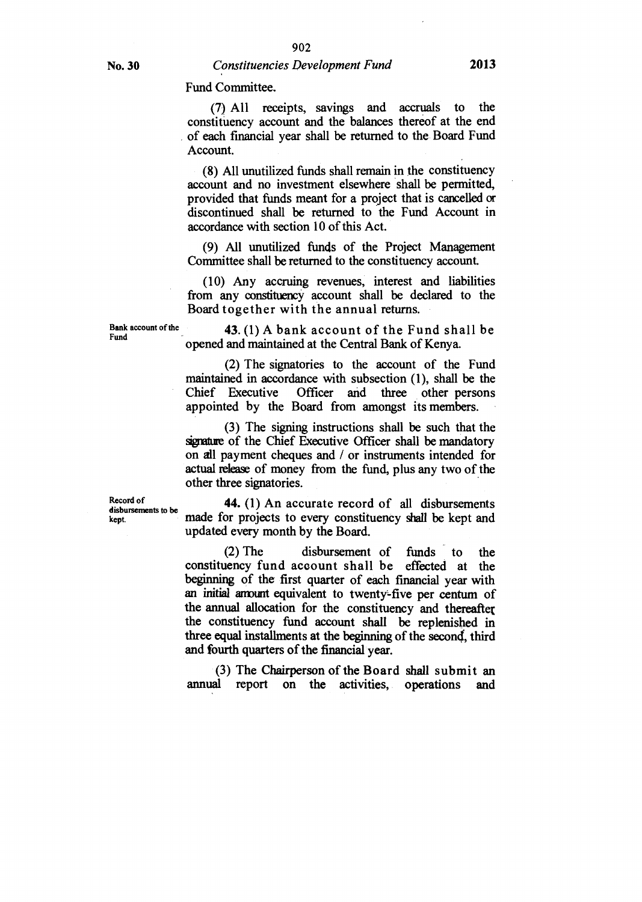Fund Committee.

(7) All receipts, savings and accruals to the constituency account and the balances thereof at the end of each financial year shall be returned to the Board Fund Account.

(8) All unutilized funds shall remain in the constituency account and no investment elsewhere shall be permitted, provided that funds meant for a project that is cancelled or discontinued shall be returned to the Fund Account in accordance with section 10 of this Act.

(9) All unutilized funds of the Project Management Committee shall be returned to the constituency account.

(10) Any accruing revenues, interest and liabilities from any constituency account shall be declared to the Board together with the annual returns.

Bank account of the Fund

**43.** (1) A bank account of the Fund shall be opened and maintained at the Central Bank of Kenya.

(2) The signatories to the account of the Fund maintained in accordance with subsection (1), shall be the Chief Executive Officer and three other persons appointed by the Board from amongst its members.

(3) The signing instructions shall be such that the signature of the Chief Executive Officer shall be mandatory on all payment cheques and / or instruments intended for actual release of money from the fund, plus any two of the other three signatories.

Record of disbursements to be kept.

**44.** (1) An accurate record of all disbursements made for projects to every constituency shall be kept and updated every month by the Board.

(2) The disbursement of funds to the constituency fund account shall be effected at the beginning of the first quarter of each financial year with an initial amount equivalent to twenty-five per centum of the annual allocation for the constituency and thereafter the constituency fund account shall be replenished in three equal installments at the beginning of the second, third and fourth quarters of the financial year.

(3) The Chairperson of the Board shall submit an annual report on the activities, operations and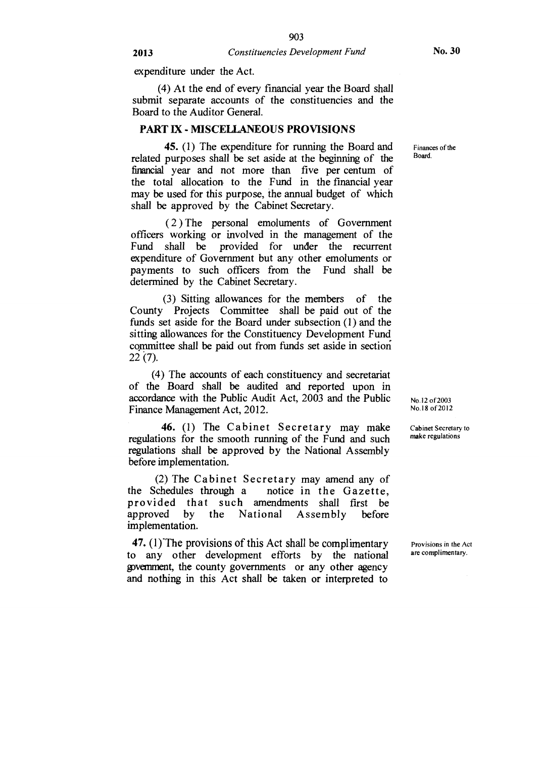expenditure under the Act.

(4) At the end of every financial year the Board shall submit separate accounts of the constituencies and the Board to the Auditor General.

## PART IX - MISCELLANEOUS PROVISIONS

Finances of the Board.

**45.** (1) The expenditure for running the Board and related purposes shall be set aside at the beginning of the financial year and not more than five per centum of the total allocation to the Fund in the financial year may be used for this purpose, the annual budget of which shall be approved by the Cabinet Secretary.

(2) The personal emoluments of Government officers working or involved in the management of the Fund shall be provided for under the recurrent expenditure of Government but any other emoluments or payments to such officers from the Fund shall be determined by the Cabinet Secretary.

(3) Sitting allowances for the members of the County Projects Committee shall be paid out of the funds set aside for the Board under subsection (1) and the sitting allowances for the Constituency Development Fund committee shall be paid out from funds set aside in section 22 (7).

(4) The accounts of each constituency and secretariat of the Board shall be audited and reported upon in accordance with the Public Audit Act, 2003 and the Public Finance Management Act, 2012.

No.12 of 2003
No.18 of 2012

Cabinet Secretary to make regulations

**46.** (1) The Cabinet Secretary may make regulations for the smooth running of the Fund and such regulations shall be approved by the National Assembly before implementation.

(2) The Cabinet Secretary may amend any of the Schedules through a notice in the Gazette, provided that such amendments shall first be approved by the National Assembly before implementation.

Provisions in the Act are complimentary.

**47.** (1) The provisions of this Act shall be complimentary to any other development efforts by the national government, the county governments or any other agency and nothing in this Act shall be taken or interpreted to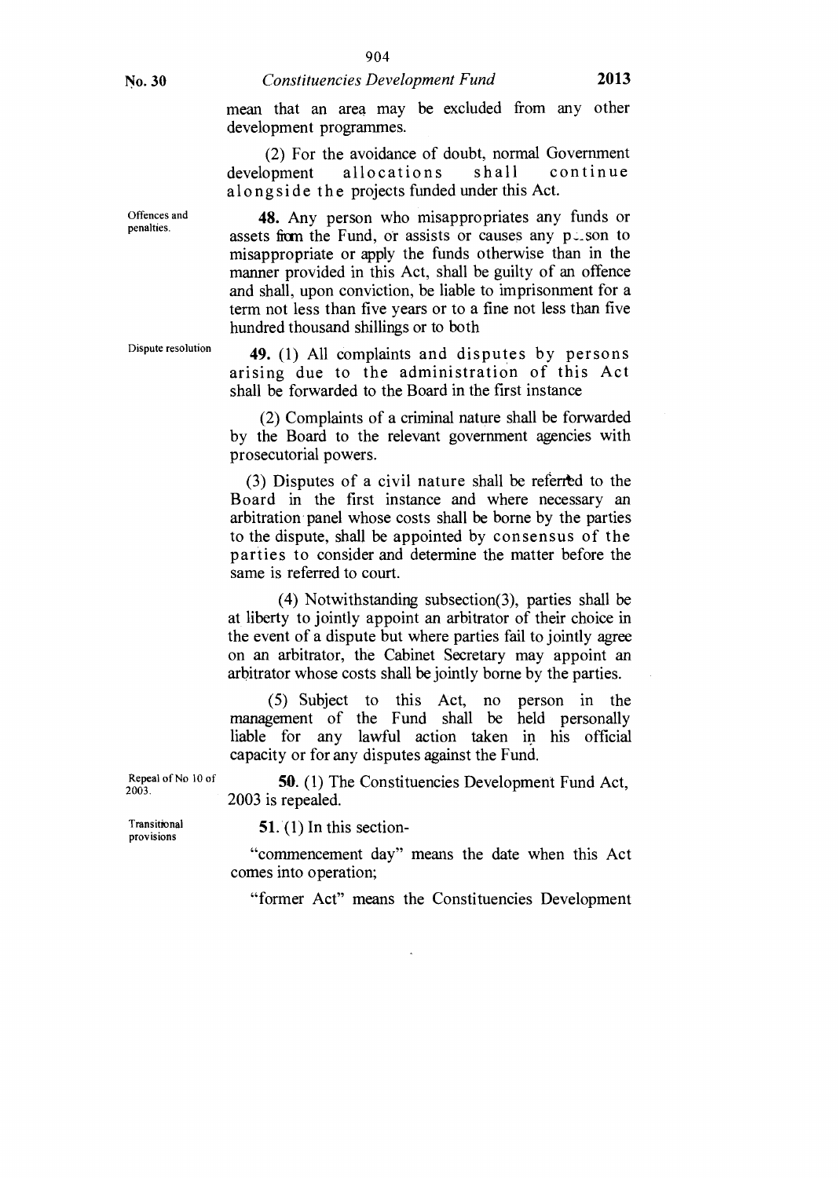mean that an area may be excluded from any other development programmes.

(2) For the avoidance of doubt, normal Government development allocations shall continue alongside the projects funded under this Act.

Offences and penalties.

**48.** Any person who misappropriates any funds or assets from the Fund, or assists or causes any person to misappropriate or apply the funds otherwise than in the manner provided in this Act, shall be guilty of an offence and shall, upon conviction, be liable to imprisonment for a term not less than five years or to a fine not less than five hundred thousand shillings or to both

Dispute resolution

**49.** (1) All complaints and disputes by persons arising due to the administration of this Act shall be forwarded to the Board in the first instance

(2) Complaints of a criminal nature shall be forwarded by the Board to the relevant government agencies with prosecutorial powers.

(3) Disputes of a civil nature shall be referred to the Board in the first instance and where necessary an arbitration panel whose costs shall be borne by the parties to the dispute, shall be appointed by consensus of the parties to consider and determine the matter before the same is referred to court.

(4) Notwithstanding subsection(3), parties shall be at liberty to jointly appoint an arbitrator of their choice in the event of a dispute but where parties fail to jointly agree on an arbitrator, the Cabinet Secretary may appoint an arbitrator whose costs shall be jointly borne by the parties.

(5) Subject to this Act, no person in the management of the Fund shall be held personally liable for any lawful action taken in his official capacity or for any disputes against the Fund.

Repeal of No 10 of 2003.

**50.** (1) The Constituencies Development Fund Act, 2003 is repealed.

Transitional provisions

**51.** (1) In this section-

"commencement day" means the date when this Act comes into operation;

"former Act" means the Constituencies Development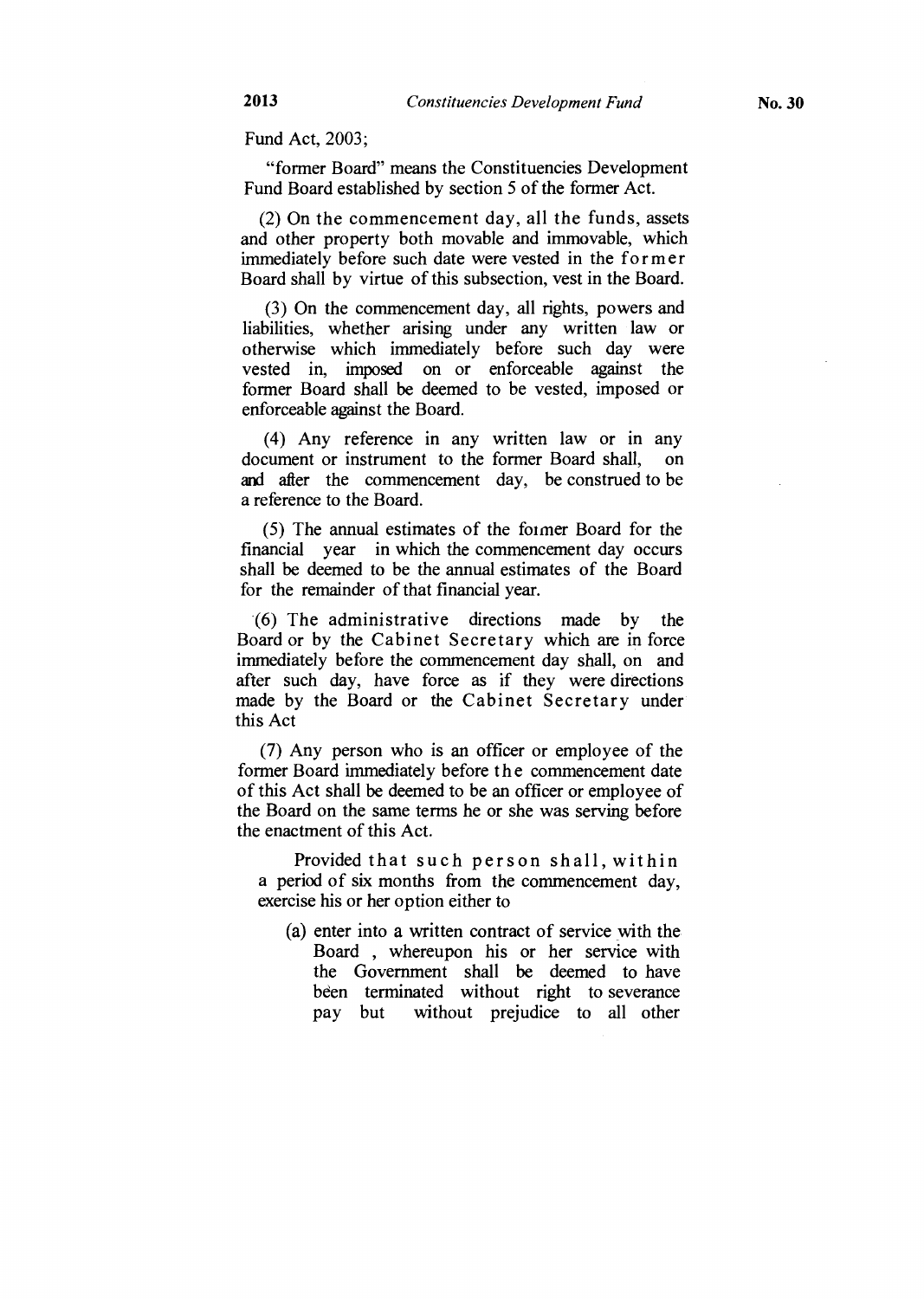Fund Act, 2003;

"former Board" means the Constituencies Development Fund Board established by section 5 of the former Act.

(2) On the commencement day, all the funds, assets and other property both movable and immovable, which immediately before such date were vested in the former Board shall by virtue of this subsection, vest in the Board.

(3) On the commencement day, all rights, powers and liabilities, whether arising under any written law or otherwise which immediately before such day were vested in, imposed on or enforceable against the former Board shall be deemed to be vested, imposed or enforceable against the Board.

(4) Any reference in any written law or in any document or instrument to the former Board shall, on and after the commencement day, be construed to be a reference to the Board.

(5) The annual estimates of the former Board for the financial year in which the commencement day occurs shall be deemed to be the annual estimates of the Board for the remainder of that financial year.

(6) The administrative directions made by the Board or by the Cabinet Secretary which are in force immediately before the commencement day shall, on and after such day, have force as if they were directions made by the Board or the Cabinet Secretary under this Act

(7) Any person who is an officer or employee of the former Board immediately before the commencement date of this Act shall be deemed to be an officer or employee of the Board on the same terms he or she was serving before the enactment of this Act.

Provided that such person shall, within a period of six months from the commencement day, exercise his or her option either to

(a) enter into a written contract of service with the Board , whereupon his or her service with the Government shall be deemed to have been terminated without right to severance pay but without prejudice to all other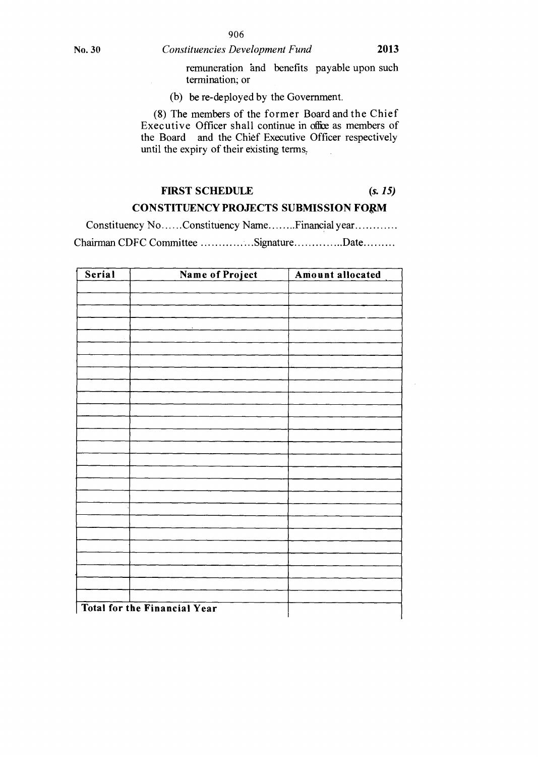remuneration and benefits payable upon such termination; or

(b) be re-deployed by the Government.

(8) The members of the former Board and the Chief Executive Officer shall continue in office as members of the Board and the Chief Executive Officer respectively until the expiry of their existing terms.

## FIRST SCHEDULE (*s. 15*)

## CONSTITUENCY PROJECTS SUBMISSION FORM

Constituency No……Constituency Name……..Financial year…………

Chairman CDFC Committee ……………Signature…………..Date………

| Serial | Name of Project | Amount allocated |
|---|---|---|
| | | |
| | | |
| | | |
| | | |
| | | |
| | | |
| | | |
| | | |
| | | |
| | | |
| | | |
| | | |
| | | |
| | | |
| | | |
| | | |
| | | |
| | | |
| | | |
| | | |
| | | |
| | | |
| | | |
| | | |
| | | |
| **Total for the Financial Year** | | |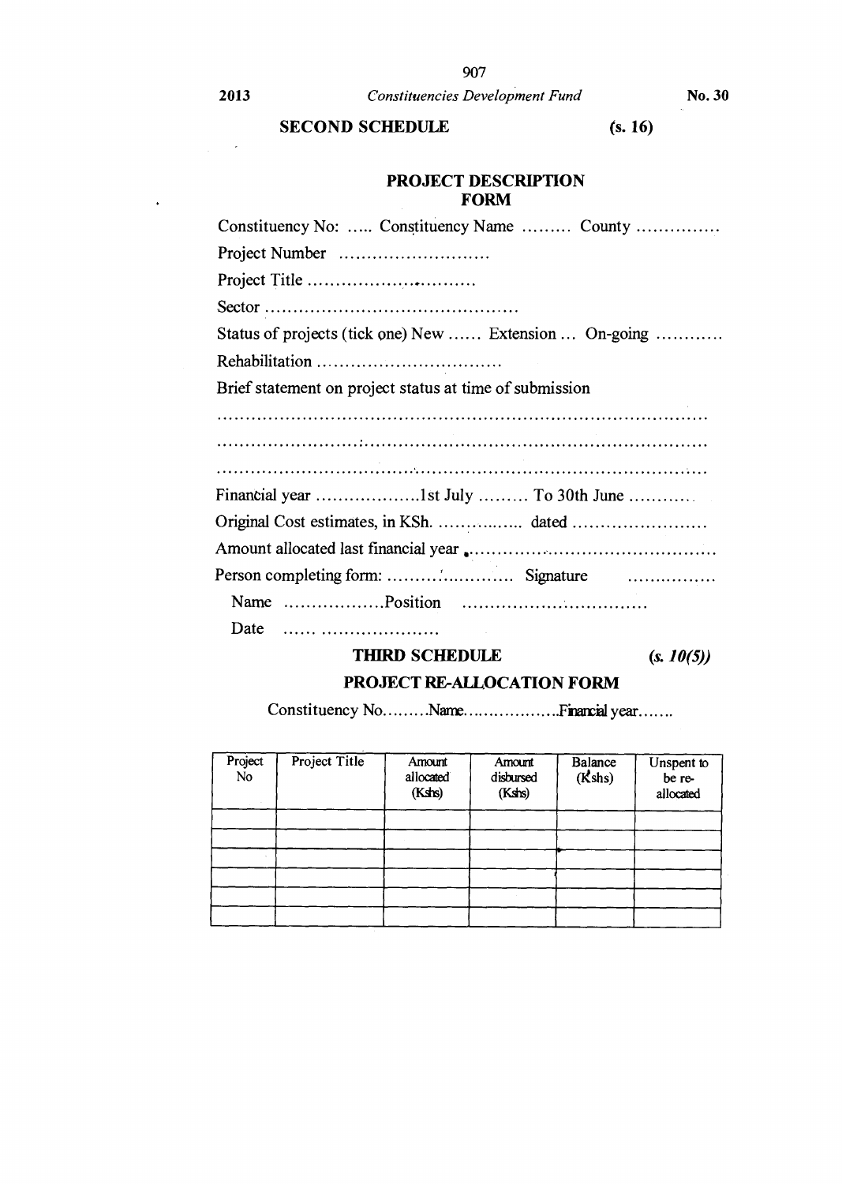## SECOND SCHEDULE (s. 16)

### PROJECT DESCRIPTION FORM

Constituency No: ..... Constituency Name ......... County ...............

Project Number ...........................

Project Title ..............................

Sector ............................................

Status of projects (tick one) New ...... Extension ... On-going ............

Rehabilitation .................................

Brief statement on project status at time of submission

..................................................................................

..................................................................................

..................................................................................

Financial year ..................1st July ......... To 30th June ...........

Original Cost estimates, in KSh. ............... dated ........................

Amount allocated last financial year ..........................................

Person completing form: ..................... Signature ................

Name ..................Position .................................

Date ...... ......................

## THIRD SCHEDULE (*s. 10(5)*)

### PROJECT RE-ALLOCATION FORM

Constituency No.........Name..................Financial year.......

| Project No | Project Title | Amount allocated (Kshs) | Amount disbursed (Kshs) | Balance (Kshs) | Unspent to be re-allocated |
|---|---|---|---|---|---|
| | | | | | |
| | | | | | |
| | | | | | |
| | | | | | |
| | | | | | |
| | | | | | |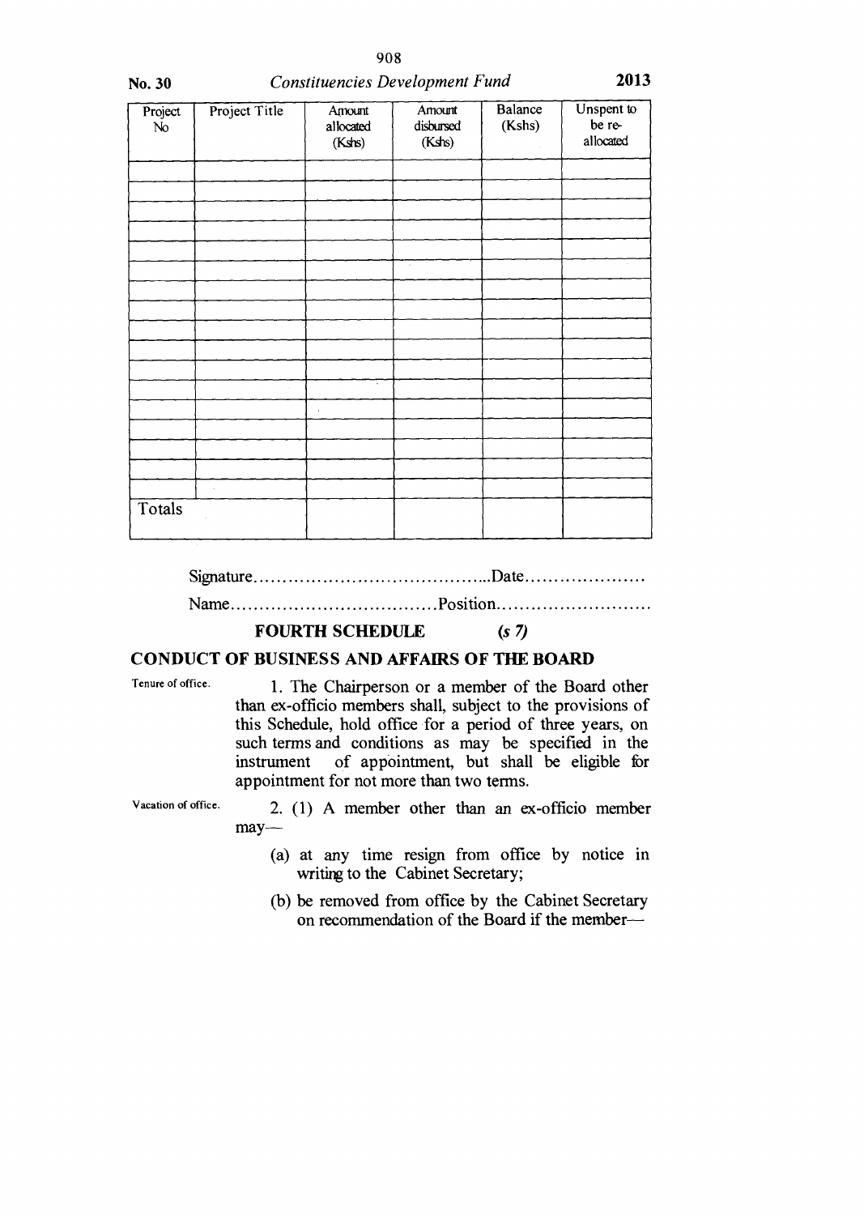| Project No | Project Title | Amount allocated (Kshs) | Amount disbursed (Kshs) | Balance (Kshs) | Unspent to be re-allocated |
|---|---|---|---|---|---|
| | | | | | |
| | | | | | |
| | | | | | |
| | | | | | |
| | | | | | |
| | | | | | |
| | | | | | |
| | | | | | |
| | | | | | |
| | | | | | |
| | | | | | |
| | | | | | |
| | | | | | |
| | | | | | |
| | | | | | |
| | | | | | |
| | | | | | |
| Totals | | | | | |

Signature.........................................Date.....................

Name...................................Position...........................

## FOURTH SCHEDULE (s 7)

## CONDUCT OF BUSINESS AND AFFAIRS OF THE BOARD

Tenure of office.

1. The Chairperson or a member of the Board other than ex-officio members shall, subject to the provisions of this Schedule, hold office for a period of three years, on such terms and conditions as may be specified in the instrument of appointment, but shall be eligible for appointment for not more than two terms.

Vacation of office.

2. (1) A member other than an ex-officio member may—

(a) at any time resign from office by notice in writing to the Cabinet Secretary;

(b) be removed from office by the Cabinet Secretary on recommendation of the Board if the member—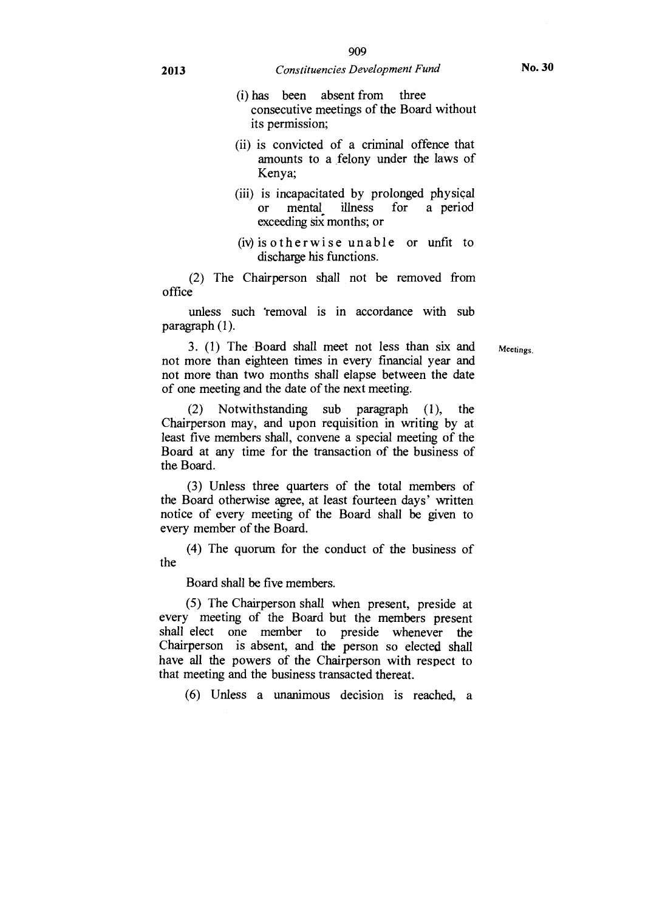(i) has been absent from three consecutive meetings of the Board without its permission;

(ii) is convicted of a criminal offence that amounts to a felony under the laws of Kenya;

(iii) is incapacitated by prolonged physical or mental illness for a period exceeding six months; or

(iv) is otherwise unable or unfit to discharge his functions.

(2) The Chairperson shall not be removed from office unless such removal is in accordance with sub paragraph (1).

Meetings.

3. (1) The Board shall meet not less than six and not more than eighteen times in every financial year and not more than two months shall elapse between the date of one meeting and the date of the next meeting.

(2) Notwithstanding sub paragraph (1), the Chairperson may, and upon requisition in writing by at least five members shall, convene a special meeting of the Board at any time for the transaction of the business of the Board.

(3) Unless three quarters of the total members of the Board otherwise agree, at least fourteen days' written notice of every meeting of the Board shall be given to every member of the Board.

(4) The quorum for the conduct of the business of the Board shall be five members.

(5) The Chairperson shall when present, preside at every meeting of the Board but the members present shall elect one member to preside whenever the Chairperson is absent, and the person so elected shall have all the powers of the Chairperson with respect to that meeting and the business transacted thereat.

(6) Unless a unanimous decision is reached, a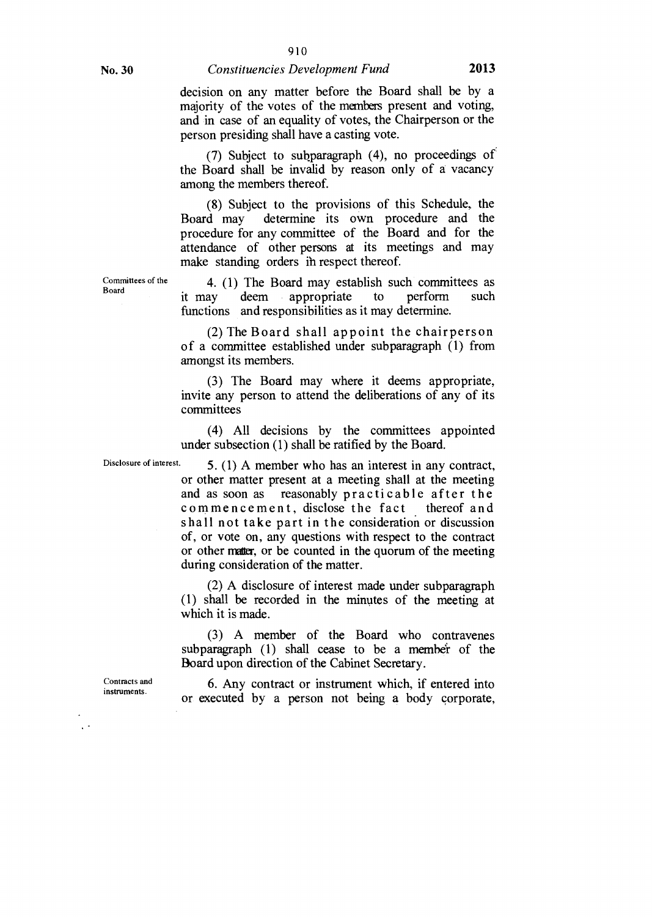decision on any matter before the Board shall be by a majority of the votes of the members present and voting, and in case of an equality of votes, the Chairperson or the person presiding shall have a casting vote.

(7) Subject to subparagraph (4), no proceedings of the Board shall be invalid by reason only of a vacancy among the members thereof.

(8) Subject to the provisions of this Schedule, the Board may determine its own procedure and the procedure for any committee of the Board and for the attendance of other persons at its meetings and may make standing orders in respect thereof.

Committees of the Board

4. (1) The Board may establish such committees as it may deem appropriate to perform such functions and responsibilities as it may determine.

(2) The Board shall appoint the chairperson of a committee established under subparagraph (1) from amongst its members.

(3) The Board may where it deems appropriate, invite any person to attend the deliberations of any of its committees

(4) All decisions by the committees appointed under subsection (1) shall be ratified by the Board.

Disclosure of interest.

5. (1) A member who has an interest in any contract, or other matter present at a meeting shall at the meeting and as soon as reasonably practicable after the commencement, disclose the fact thereof and shall not take part in the consideration or discussion of, or vote on, any questions with respect to the contract or other matter, or be counted in the quorum of the meeting during consideration of the matter.

(2) A disclosure of interest made under subparagraph (1) shall be recorded in the minutes of the meeting at which it is made.

(3) A member of the Board who contravenes subparagraph (1) shall cease to be a member of the Board upon direction of the Cabinet Secretary.

Contracts and instruments.

6. Any contract or instrument which, if entered into or executed by a person not being a body corporate,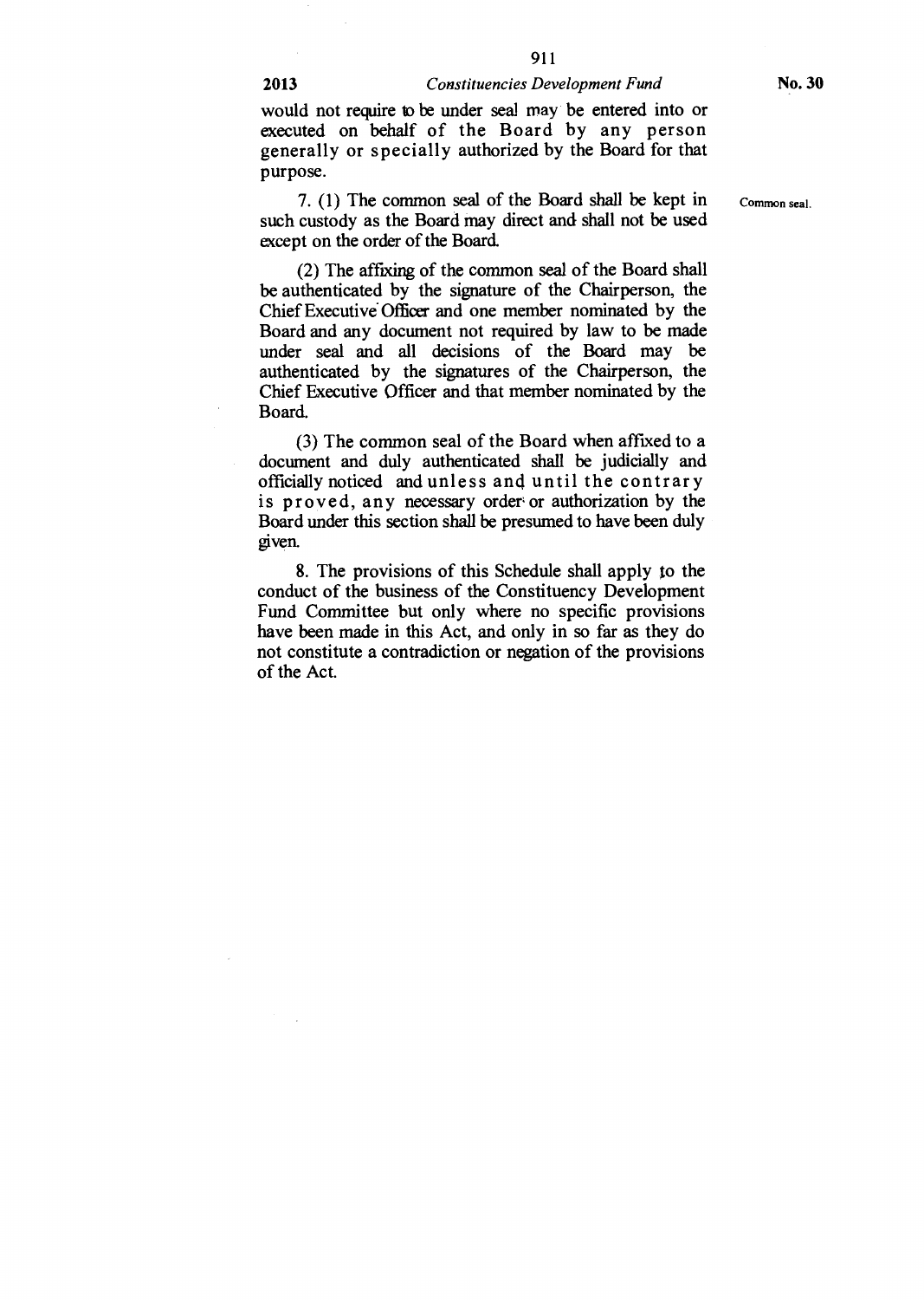would not require to be under seal may be entered into or executed on behalf of the Board by any person generally or specially authorized by the Board for that purpose.

7. (1) The common seal of the Board shall be kept in such custody as the Board may direct and shall not be used except on the order of the Board.

Common seal.

(2) The affixing of the common seal of the Board shall be authenticated by the signature of the Chairperson, the Chief Executive Officer and one member nominated by the Board and any document not required by law to be made under seal and all decisions of the Board may be authenticated by the signatures of the Chairperson, the Chief Executive Officer and that member nominated by the Board.

(3) The common seal of the Board when affixed to a document and duly authenticated shall be judicially and officially noticed and unless and until the contrary is proved, any necessary order or authorization by the Board under this section shall be presumed to have been duly given.

8. The provisions of this Schedule shall apply to the conduct of the business of the Constituency Development Fund Committee but only where no specific provisions have been made in this Act, and only in so far as they do not constitute a contradiction or negation of the provisions of the Act.